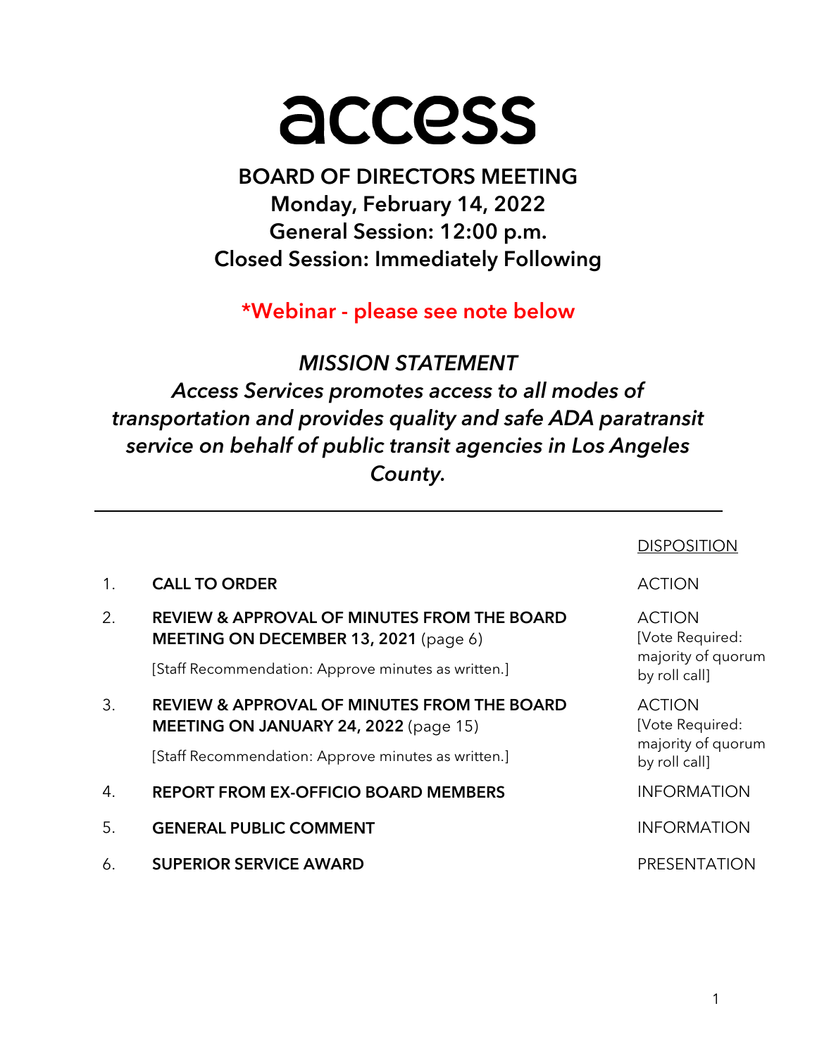# access

## BOARD OF DIRECTORS MEETING
## Monday, February 14, 2022
## General Session: 12:00 p.m.
## Closed Session: Immediately Following

**\*Webinar - please see note below**

***MISSION STATEMENT***
***Access Services promotes access to all modes of transportation and provides quality and safe ADA paratransit service on behalf of public transit agencies in Los Angeles County.***

---

| | | DISPOSITION |
|---|---|---|
| 1. | **CALL TO ORDER** | ACTION |
| 2. | **REVIEW & APPROVAL OF MINUTES FROM THE BOARD MEETING ON DECEMBER 13, 2021** (page 6)<br><br>[Staff Recommendation: Approve minutes as written.] | ACTION<br>[Vote Required: majority of quorum by roll call] |
| 3. | **REVIEW & APPROVAL OF MINUTES FROM THE BOARD MEETING ON JANUARY 24, 2022** (page 15)<br><br>[Staff Recommendation: Approve minutes as written.] | ACTION<br>[Vote Required: majority of quorum by roll call] |
| 4. | **REPORT FROM EX-OFFICIO BOARD MEMBERS** | INFORMATION |
| 5. | **GENERAL PUBLIC COMMENT** | INFORMATION |
| 6. | **SUPERIOR SERVICE AWARD** | PRESENTATION |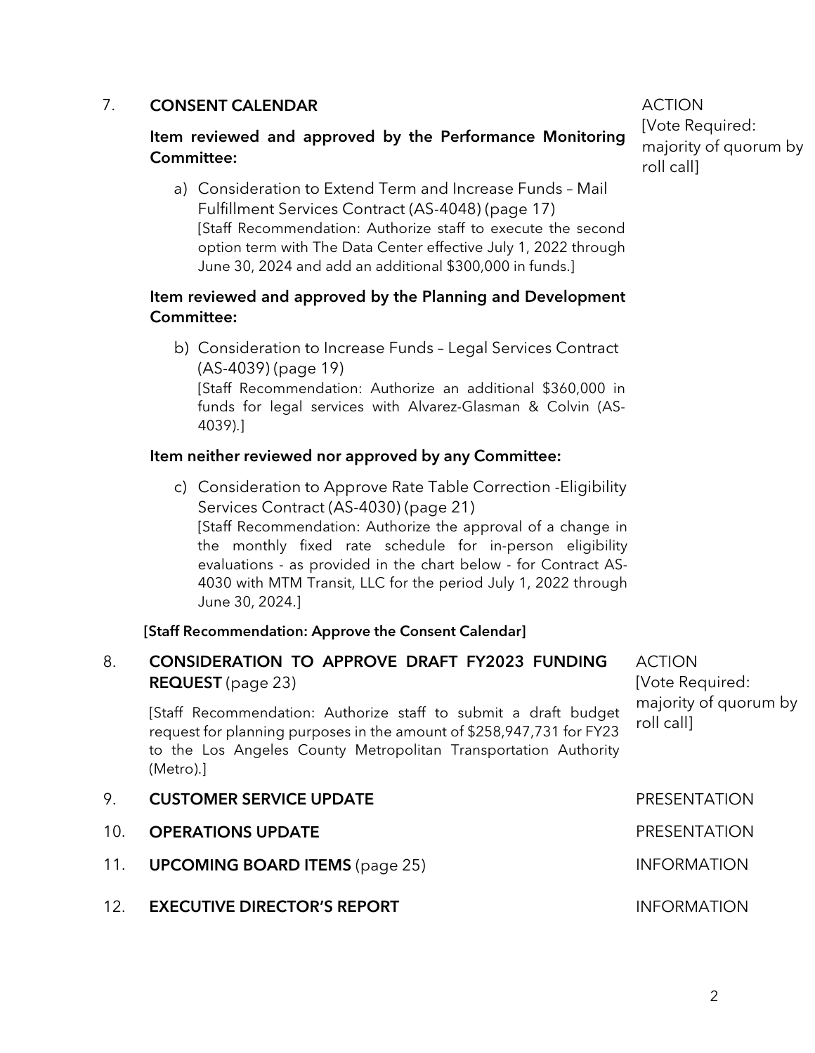7. **CONSENT CALENDAR**

ACTION
[Vote Required: majority of quorum by roll call]

**Item reviewed and approved by the Performance Monitoring Committee:**

a) Consideration to Extend Term and Increase Funds – Mail Fulfillment Services Contract (AS-4048) (page 17)
[Staff Recommendation: Authorize staff to execute the second option term with The Data Center effective July 1, 2022 through June 30, 2024 and add an additional $300,000 in funds.]

**Item reviewed and approved by the Planning and Development Committee:**

b) Consideration to Increase Funds – Legal Services Contract (AS-4039) (page 19)
[Staff Recommendation: Authorize an additional $360,000 in funds for legal services with Alvarez-Glasman & Colvin (AS-4039).]

**Item neither reviewed nor approved by any Committee:**

c) Consideration to Approve Rate Table Correction -Eligibility Services Contract (AS-4030) (page 21)
[Staff Recommendation: Authorize the approval of a change in the monthly fixed rate schedule for in-person eligibility evaluations - as provided in the chart below - for Contract AS-4030 with MTM Transit, LLC for the period July 1, 2022 through June 30, 2024.]

**[Staff Recommendation: Approve the Consent Calendar]**

8. **CONSIDERATION TO APPROVE DRAFT FY2023 FUNDING REQUEST** (page 23)

ACTION
[Vote Required: majority of quorum by roll call]

[Staff Recommendation: Authorize staff to submit a draft budget request for planning purposes in the amount of $258,947,731 for FY23 to the Los Angeles County Metropolitan Transportation Authority (Metro).]

9. **CUSTOMER SERVICE UPDATE** — PRESENTATION

10. **OPERATIONS UPDATE** — PRESENTATION

11. **UPCOMING BOARD ITEMS** (page 25) — INFORMATION

12. **EXECUTIVE DIRECTOR'S REPORT** — INFORMATION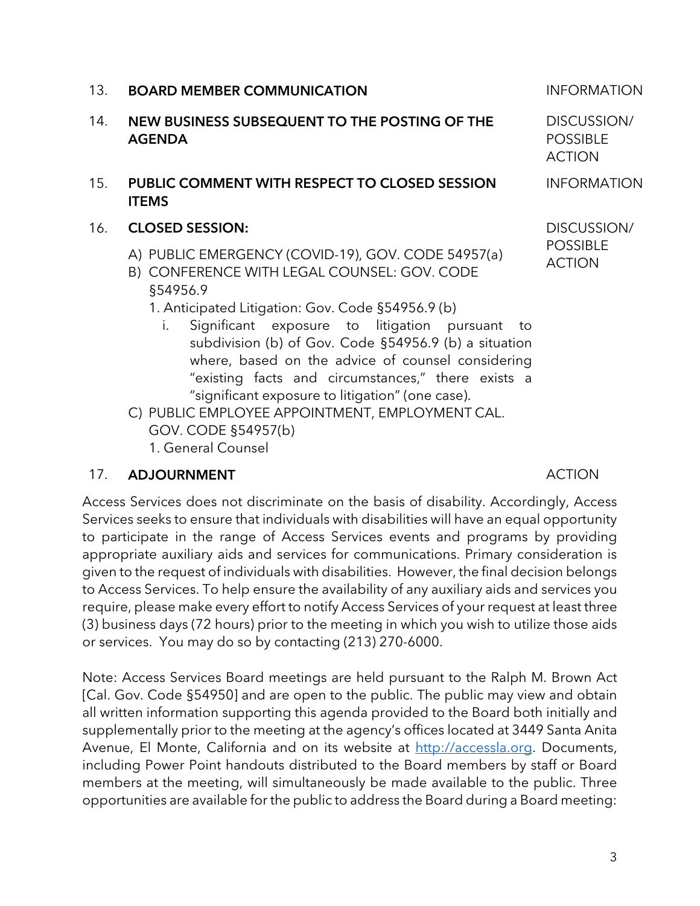| | | |
|---|---|---|
| 13. | **BOARD MEMBER COMMUNICATION** | INFORMATION |
| 14. | **NEW BUSINESS SUBSEQUENT TO THE POSTING OF THE AGENDA** | DISCUSSION/ POSSIBLE ACTION |
| 15. | **PUBLIC COMMENT WITH RESPECT TO CLOSED SESSION ITEMS** | INFORMATION |
| 16. | **CLOSED SESSION:** | DISCUSSION/ POSSIBLE ACTION |

A) PUBLIC EMERGENCY (COVID-19), GOV. CODE 54957(a)

B) CONFERENCE WITH LEGAL COUNSEL: GOV. CODE §54956.9

1. Anticipated Litigation: Gov. Code §54956.9 (b)
   i. Significant exposure to litigation pursuant to subdivision (b) of Gov. Code §54956.9 (b) a situation where, based on the advice of counsel considering "existing facts and circumstances," there exists a "significant exposure to litigation" (one case).

C) PUBLIC EMPLOYEE APPOINTMENT, EMPLOYMENT CAL. GOV. CODE §54957(b)

1. General Counsel

| | | |
|---|---|---|
| 17. | **ADJOURNMENT** | ACTION |

Access Services does not discriminate on the basis of disability. Accordingly, Access Services seeks to ensure that individuals with disabilities will have an equal opportunity to participate in the range of Access Services events and programs by providing appropriate auxiliary aids and services for communications. Primary consideration is given to the request of individuals with disabilities. However, the final decision belongs to Access Services. To help ensure the availability of any auxiliary aids and services you require, please make every effort to notify Access Services of your request at least three (3) business days (72 hours) prior to the meeting in which you wish to utilize those aids or services. You may do so by contacting (213) 270-6000.

Note: Access Services Board meetings are held pursuant to the Ralph M. Brown Act [Cal. Gov. Code §54950] and are open to the public. The public may view and obtain all written information supporting this agenda provided to the Board both initially and supplementally prior to the meeting at the agency's offices located at 3449 Santa Anita Avenue, El Monte, California and on its website at [http://accessla.org](http://accessla.org). Documents, including Power Point handouts distributed to the Board members by staff or Board members at the meeting, will simultaneously be made available to the public. Three opportunities are available for the public to address the Board during a Board meeting: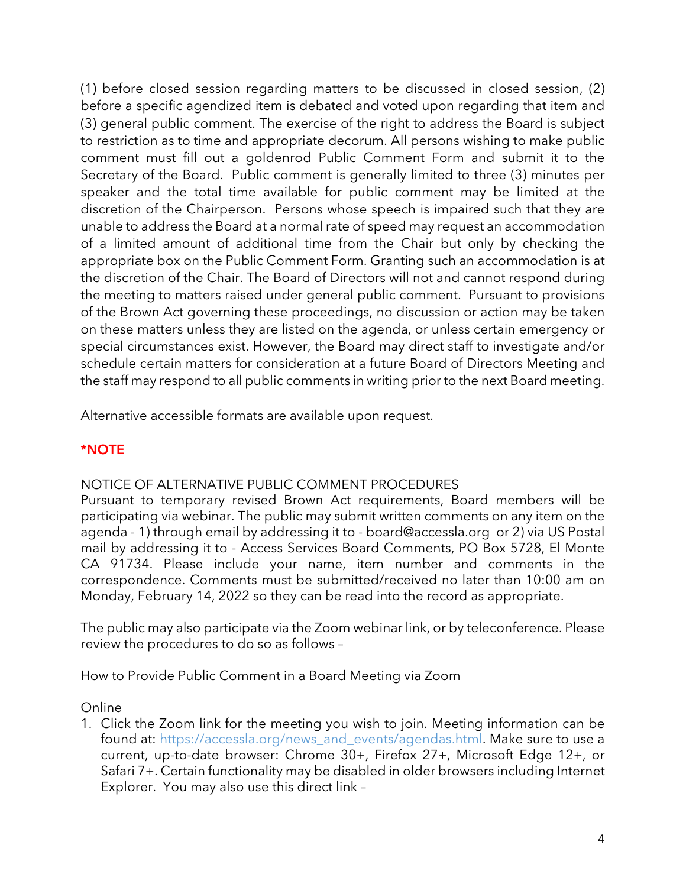(1) before closed session regarding matters to be discussed in closed session, (2) before a specific agendized item is debated and voted upon regarding that item and (3) general public comment. The exercise of the right to address the Board is subject to restriction as to time and appropriate decorum. All persons wishing to make public comment must fill out a goldenrod Public Comment Form and submit it to the Secretary of the Board. Public comment is generally limited to three (3) minutes per speaker and the total time available for public comment may be limited at the discretion of the Chairperson. Persons whose speech is impaired such that they are unable to address the Board at a normal rate of speed may request an accommodation of a limited amount of additional time from the Chair but only by checking the appropriate box on the Public Comment Form. Granting such an accommodation is at the discretion of the Chair. The Board of Directors will not and cannot respond during the meeting to matters raised under general public comment. Pursuant to provisions of the Brown Act governing these proceedings, no discussion or action may be taken on these matters unless they are listed on the agenda, or unless certain emergency or special circumstances exist. However, the Board may direct staff to investigate and/or schedule certain matters for consideration at a future Board of Directors Meeting and the staff may respond to all public comments in writing prior to the next Board meeting.

Alternative accessible formats are available upon request.

**\*NOTE**

NOTICE OF ALTERNATIVE PUBLIC COMMENT PROCEDURES
Pursuant to temporary revised Brown Act requirements, Board members will be participating via webinar. The public may submit written comments on any item on the agenda - 1) through email by addressing it to - board@accessla.org or 2) via US Postal mail by addressing it to - Access Services Board Comments, PO Box 5728, El Monte CA 91734. Please include your name, item number and comments in the correspondence. Comments must be submitted/received no later than 10:00 am on Monday, February 14, 2022 so they can be read into the record as appropriate.

The public may also participate via the Zoom webinar link, or by teleconference. Please review the procedures to do so as follows –

How to Provide Public Comment in a Board Meeting via Zoom

Online

1. Click the Zoom link for the meeting you wish to join. Meeting information can be found at: https://accessla.org/news_and_events/agendas.html. Make sure to use a current, up-to-date browser: Chrome 30+, Firefox 27+, Microsoft Edge 12+, or Safari 7+. Certain functionality may be disabled in older browsers including Internet Explorer. You may also use this direct link –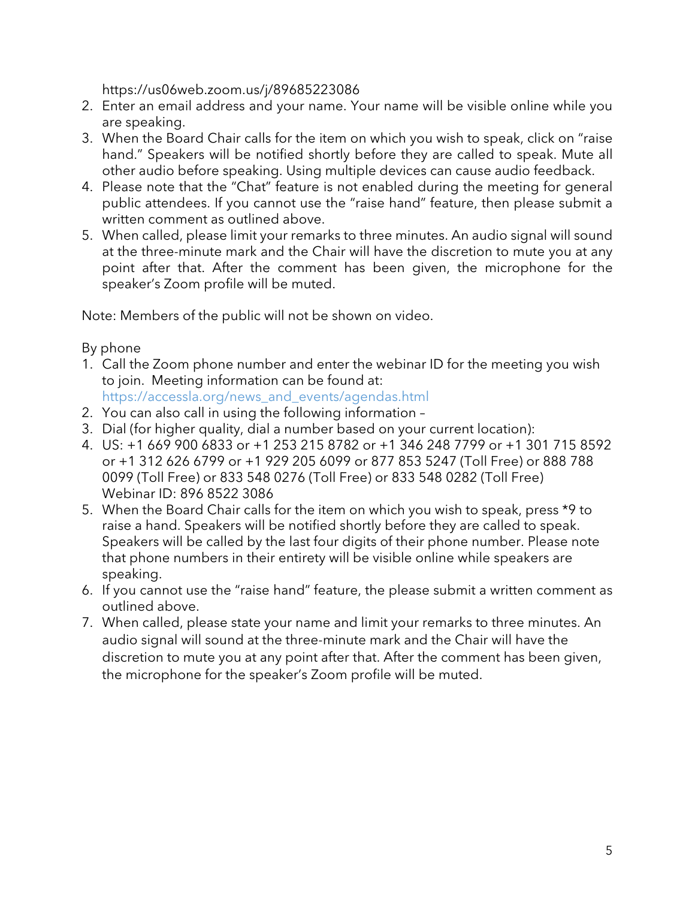https://us06web.zoom.us/j/89685223086

2. Enter an email address and your name. Your name will be visible online while you are speaking.
3. When the Board Chair calls for the item on which you wish to speak, click on "raise hand." Speakers will be notified shortly before they are called to speak. Mute all other audio before speaking. Using multiple devices can cause audio feedback.
4. Please note that the "Chat" feature is not enabled during the meeting for general public attendees. If you cannot use the "raise hand" feature, then please submit a written comment as outlined above.
5. When called, please limit your remarks to three minutes. An audio signal will sound at the three-minute mark and the Chair will have the discretion to mute you at any point after that. After the comment has been given, the microphone for the speaker's Zoom profile will be muted.

Note: Members of the public will not be shown on video.

By phone

1. Call the Zoom phone number and enter the webinar ID for the meeting you wish to join. Meeting information can be found at: https://accessla.org/news_and_events/agendas.html
2. You can also call in using the following information –
3. Dial (for higher quality, dial a number based on your current location):
4. US: +1 669 900 6833 or +1 253 215 8782 or +1 346 248 7799 or +1 301 715 8592 or +1 312 626 6799 or +1 929 205 6099 or 877 853 5247 (Toll Free) or 888 788 0099 (Toll Free) or 833 548 0276 (Toll Free) or 833 548 0282 (Toll Free) Webinar ID: 896 8522 3086
5. When the Board Chair calls for the item on which you wish to speak, press *9 to raise a hand. Speakers will be notified shortly before they are called to speak. Speakers will be called by the last four digits of their phone number. Please note that phone numbers in their entirety will be visible online while speakers are speaking.
6. If you cannot use the "raise hand" feature, the please submit a written comment as outlined above.
7. When called, please state your name and limit your remarks to three minutes. An audio signal will sound at the three-minute mark and the Chair will have the discretion to mute you at any point after that. After the comment has been given, the microphone for the speaker's Zoom profile will be muted.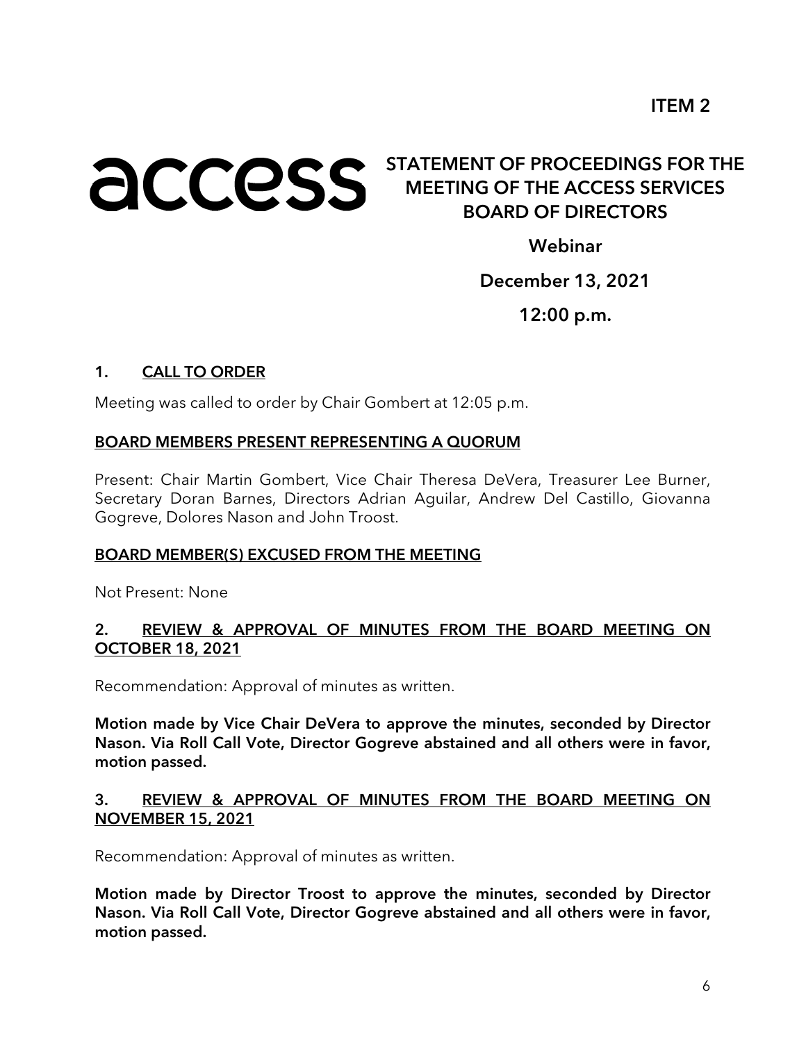ITEM 2

access

# STATEMENT OF PROCEEDINGS FOR THE MEETING OF THE ACCESS SERVICES BOARD OF DIRECTORS

**Webinar**

**December 13, 2021**

**12:00 p.m.**

## 1. CALL TO ORDER

Meeting was called to order by Chair Gombert at 12:05 p.m.

### BOARD MEMBERS PRESENT REPRESENTING A QUORUM

Present: Chair Martin Gombert, Vice Chair Theresa DeVera, Treasurer Lee Burner, Secretary Doran Barnes, Directors Adrian Aguilar, Andrew Del Castillo, Giovanna Gogreve, Dolores Nason and John Troost.

### BOARD MEMBER(S) EXCUSED FROM THE MEETING

Not Present: None

## 2. REVIEW & APPROVAL OF MINUTES FROM THE BOARD MEETING ON OCTOBER 18, 2021

Recommendation: Approval of minutes as written.

**Motion made by Vice Chair DeVera to approve the minutes, seconded by Director Nason. Via Roll Call Vote, Director Gogreve abstained and all others were in favor, motion passed.**

## 3. REVIEW & APPROVAL OF MINUTES FROM THE BOARD MEETING ON NOVEMBER 15, 2021

Recommendation: Approval of minutes as written.

**Motion made by Director Troost to approve the minutes, seconded by Director Nason. Via Roll Call Vote, Director Gogreve abstained and all others were in favor, motion passed.**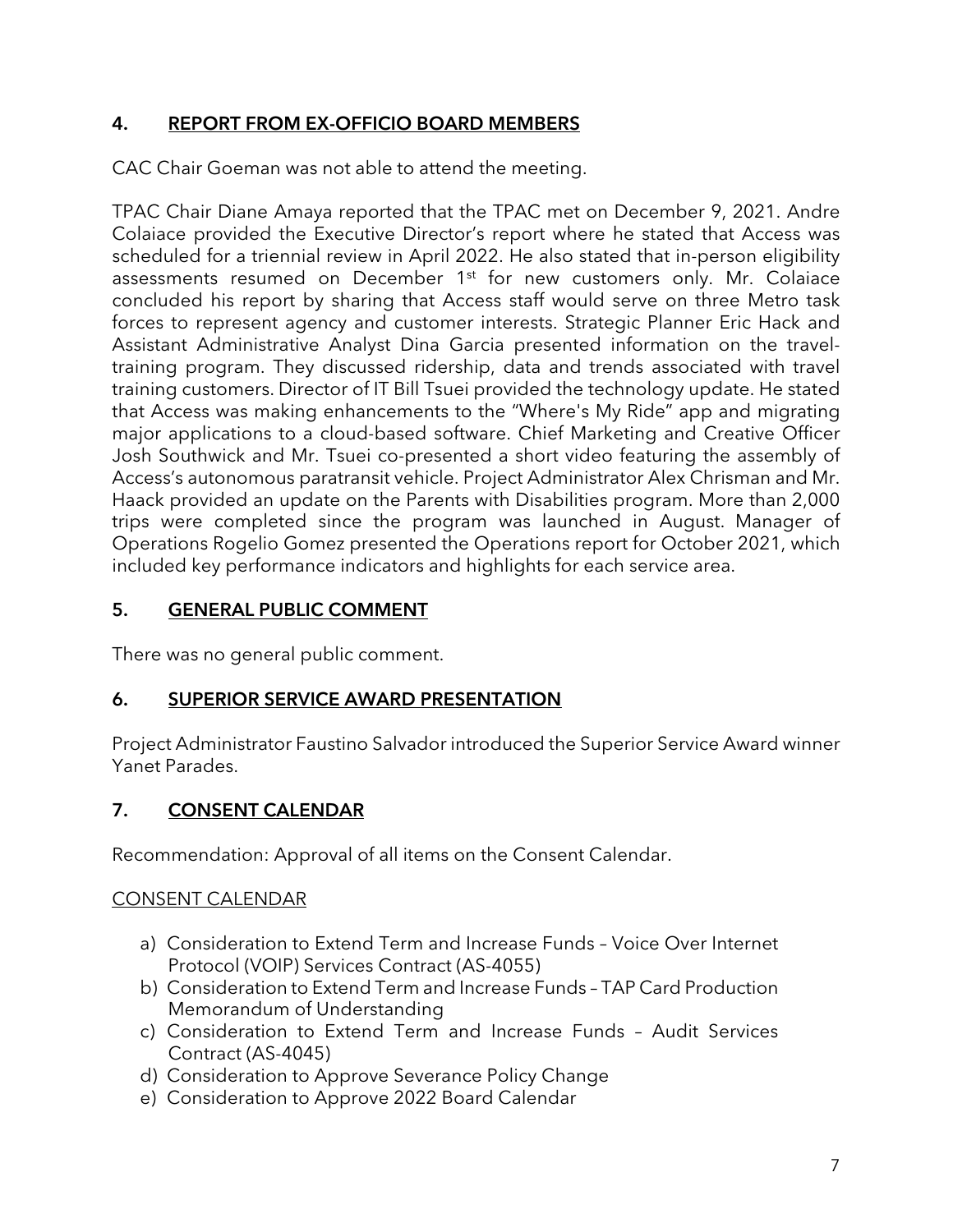## 4. REPORT FROM EX-OFFICIO BOARD MEMBERS

CAC Chair Goeman was not able to attend the meeting.

TPAC Chair Diane Amaya reported that the TPAC met on December 9, 2021. Andre Colaiace provided the Executive Director's report where he stated that Access was scheduled for a triennial review in April 2022. He also stated that in-person eligibility assessments resumed on December 1st for new customers only. Mr. Colaiace concluded his report by sharing that Access staff would serve on three Metro task forces to represent agency and customer interests. Strategic Planner Eric Hack and Assistant Administrative Analyst Dina Garcia presented information on the travel-training program. They discussed ridership, data and trends associated with travel training customers. Director of IT Bill Tsuei provided the technology update. He stated that Access was making enhancements to the "Where's My Ride" app and migrating major applications to a cloud-based software. Chief Marketing and Creative Officer Josh Southwick and Mr. Tsuei co-presented a short video featuring the assembly of Access's autonomous paratransit vehicle. Project Administrator Alex Chrisman and Mr. Haack provided an update on the Parents with Disabilities program. More than 2,000 trips were completed since the program was launched in August. Manager of Operations Rogelio Gomez presented the Operations report for October 2021, which included key performance indicators and highlights for each service area.

## 5. GENERAL PUBLIC COMMENT

There was no general public comment.

## 6. SUPERIOR SERVICE AWARD PRESENTATION

Project Administrator Faustino Salvador introduced the Superior Service Award winner Yanet Parades.

## 7. CONSENT CALENDAR

Recommendation: Approval of all items on the Consent Calendar.

CONSENT CALENDAR

a) Consideration to Extend Term and Increase Funds – Voice Over Internet Protocol (VOIP) Services Contract (AS-4055)
b) Consideration to Extend Term and Increase Funds – TAP Card Production Memorandum of Understanding
c) Consideration to Extend Term and Increase Funds – Audit Services Contract (AS-4045)
d) Consideration to Approve Severance Policy Change
e) Consideration to Approve 2022 Board Calendar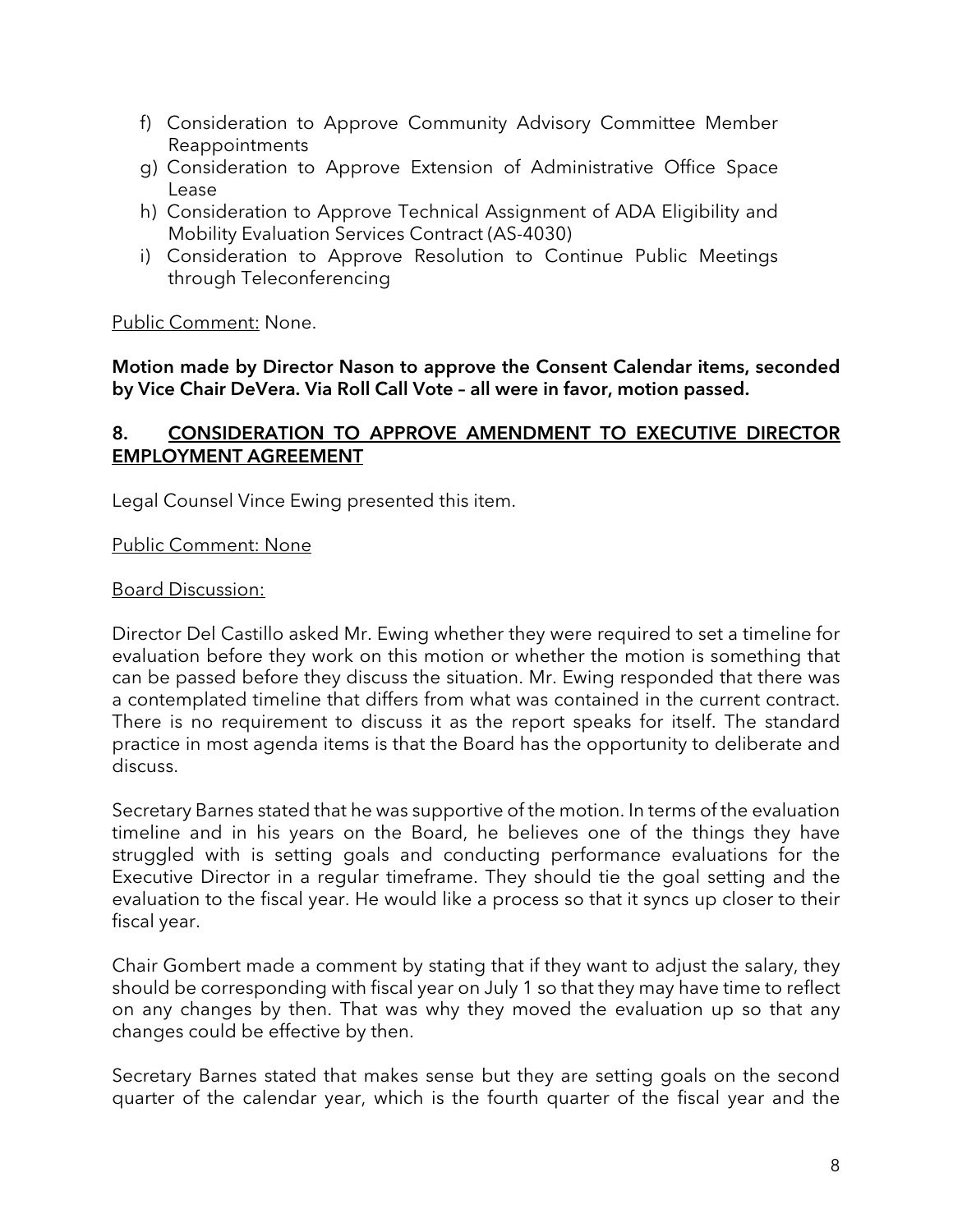f) Consideration to Approve Community Advisory Committee Member Reappointments
g) Consideration to Approve Extension of Administrative Office Space Lease
h) Consideration to Approve Technical Assignment of ADA Eligibility and Mobility Evaluation Services Contract (AS-4030)
i) Consideration to Approve Resolution to Continue Public Meetings through Teleconferencing

Public Comment: None.

**Motion made by Director Nason to approve the Consent Calendar items, seconded by Vice Chair DeVera. Via Roll Call Vote – all were in favor, motion passed.**

## 8. CONSIDERATION TO APPROVE AMENDMENT TO EXECUTIVE DIRECTOR EMPLOYMENT AGREEMENT

Legal Counsel Vince Ewing presented this item.

Public Comment: None

Board Discussion:

Director Del Castillo asked Mr. Ewing whether they were required to set a timeline for evaluation before they work on this motion or whether the motion is something that can be passed before they discuss the situation. Mr. Ewing responded that there was a contemplated timeline that differs from what was contained in the current contract. There is no requirement to discuss it as the report speaks for itself. The standard practice in most agenda items is that the Board has the opportunity to deliberate and discuss.

Secretary Barnes stated that he was supportive of the motion. In terms of the evaluation timeline and in his years on the Board, he believes one of the things they have struggled with is setting goals and conducting performance evaluations for the Executive Director in a regular timeframe. They should tie the goal setting and the evaluation to the fiscal year. He would like a process so that it syncs up closer to their fiscal year.

Chair Gombert made a comment by stating that if they want to adjust the salary, they should be corresponding with fiscal year on July 1 so that they may have time to reflect on any changes by then. That was why they moved the evaluation up so that any changes could be effective by then.

Secretary Barnes stated that makes sense but they are setting goals on the second quarter of the calendar year, which is the fourth quarter of the fiscal year and the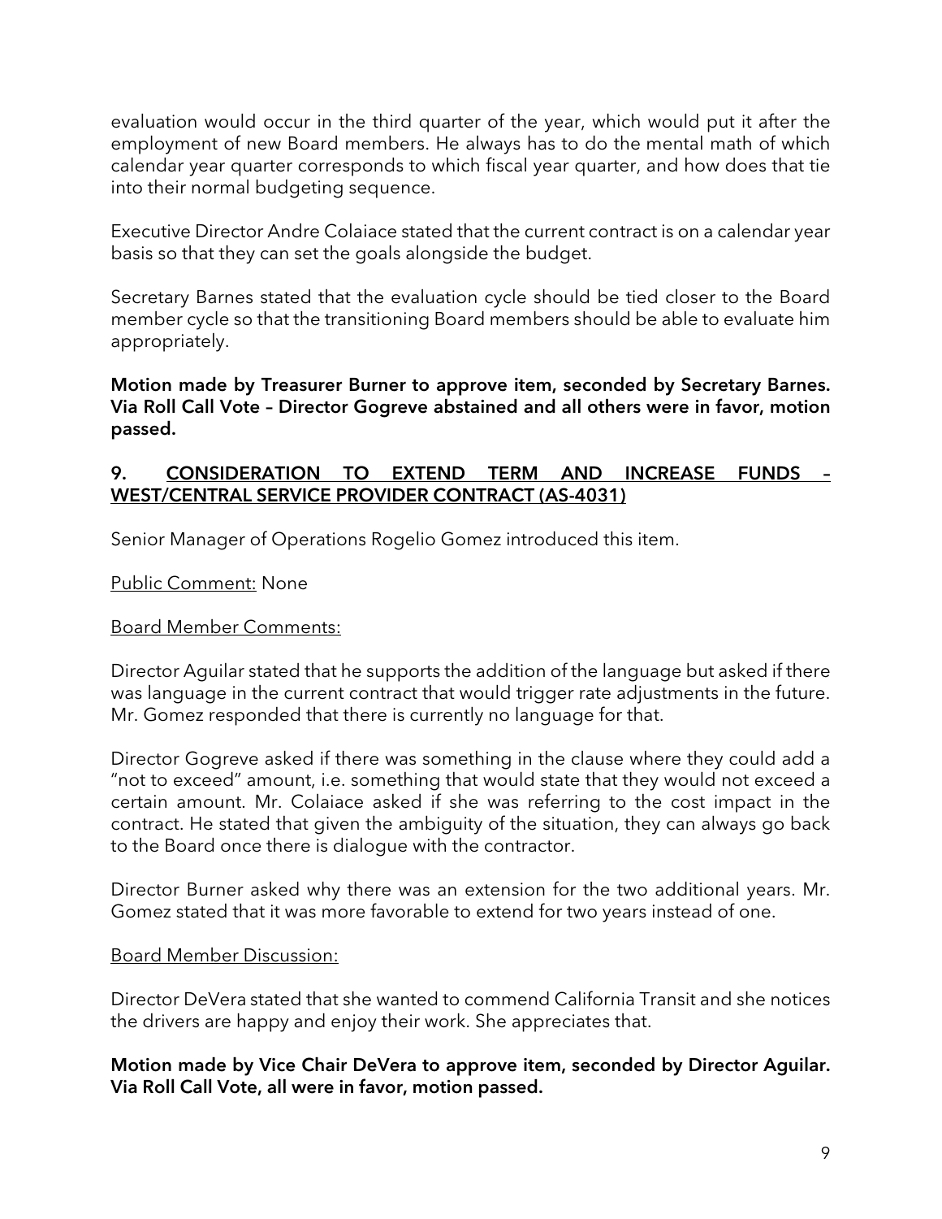evaluation would occur in the third quarter of the year, which would put it after the employment of new Board members. He always has to do the mental math of which calendar year quarter corresponds to which fiscal year quarter, and how does that tie into their normal budgeting sequence.

Executive Director Andre Colaiace stated that the current contract is on a calendar year basis so that they can set the goals alongside the budget.

Secretary Barnes stated that the evaluation cycle should be tied closer to the Board member cycle so that the transitioning Board members should be able to evaluate him appropriately.

**Motion made by Treasurer Burner to approve item, seconded by Secretary Barnes. Via Roll Call Vote – Director Gogreve abstained and all others were in favor, motion passed.**

## 9. CONSIDERATION TO EXTEND TERM AND INCREASE FUNDS – WEST/CENTRAL SERVICE PROVIDER CONTRACT (AS-4031)

Senior Manager of Operations Rogelio Gomez introduced this item.

Public Comment: None

Board Member Comments:

Director Aguilar stated that he supports the addition of the language but asked if there was language in the current contract that would trigger rate adjustments in the future. Mr. Gomez responded that there is currently no language for that.

Director Gogreve asked if there was something in the clause where they could add a "not to exceed" amount, i.e. something that would state that they would not exceed a certain amount. Mr. Colaiace asked if she was referring to the cost impact in the contract. He stated that given the ambiguity of the situation, they can always go back to the Board once there is dialogue with the contractor.

Director Burner asked why there was an extension for the two additional years. Mr. Gomez stated that it was more favorable to extend for two years instead of one.

Board Member Discussion:

Director DeVera stated that she wanted to commend California Transit and she notices the drivers are happy and enjoy their work. She appreciates that.

**Motion made by Vice Chair DeVera to approve item, seconded by Director Aguilar. Via Roll Call Vote, all were in favor, motion passed.**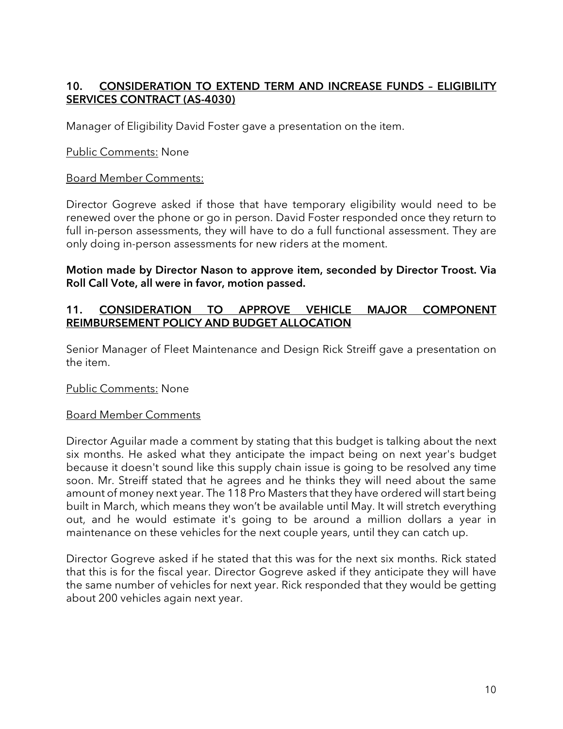## 10. <u>CONSIDERATION TO EXTEND TERM AND INCREASE FUNDS – ELIGIBILITY SERVICES CONTRACT (AS-4030)</u>

Manager of Eligibility David Foster gave a presentation on the item.

<u>Public Comments:</u> None

<u>Board Member Comments:</u>

Director Gogreve asked if those that have temporary eligibility would need to be renewed over the phone or go in person. David Foster responded once they return to full in-person assessments, they will have to do a full functional assessment. They are only doing in-person assessments for new riders at the moment.

**Motion made by Director Nason to approve item, seconded by Director Troost. Via Roll Call Vote, all were in favor, motion passed.**

## 11. <u>CONSIDERATION TO APPROVE VEHICLE MAJOR COMPONENT REIMBURSEMENT POLICY AND BUDGET ALLOCATION</u>

Senior Manager of Fleet Maintenance and Design Rick Streiff gave a presentation on the item.

<u>Public Comments:</u> None

<u>Board Member Comments</u>

Director Aguilar made a comment by stating that this budget is talking about the next six months. He asked what they anticipate the impact being on next year's budget because it doesn't sound like this supply chain issue is going to be resolved any time soon. Mr. Streiff stated that he agrees and he thinks they will need about the same amount of money next year. The 118 Pro Masters that they have ordered will start being built in March, which means they won't be available until May. It will stretch everything out, and he would estimate it's going to be around a million dollars a year in maintenance on these vehicles for the next couple years, until they can catch up.

Director Gogreve asked if he stated that this was for the next six months. Rick stated that this is for the fiscal year. Director Gogreve asked if they anticipate they will have the same number of vehicles for next year. Rick responded that they would be getting about 200 vehicles again next year.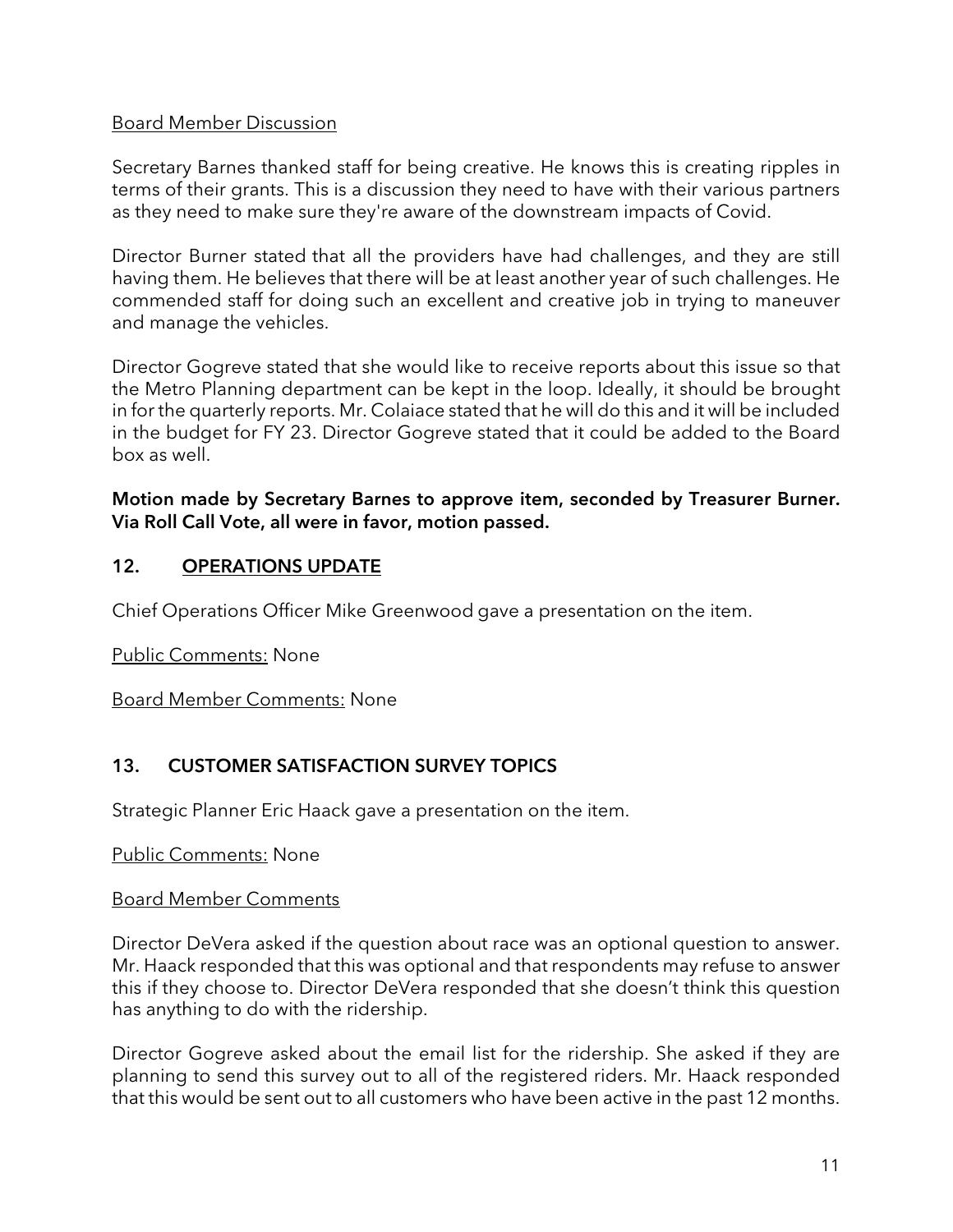Board Member Discussion

Secretary Barnes thanked staff for being creative. He knows this is creating ripples in terms of their grants. This is a discussion they need to have with their various partners as they need to make sure they're aware of the downstream impacts of Covid.

Director Burner stated that all the providers have had challenges, and they are still having them. He believes that there will be at least another year of such challenges. He commended staff for doing such an excellent and creative job in trying to maneuver and manage the vehicles.

Director Gogreve stated that she would like to receive reports about this issue so that the Metro Planning department can be kept in the loop. Ideally, it should be brought in for the quarterly reports. Mr. Colaiace stated that he will do this and it will be included in the budget for FY 23. Director Gogreve stated that it could be added to the Board box as well.

**Motion made by Secretary Barnes to approve item, seconded by Treasurer Burner. Via Roll Call Vote, all were in favor, motion passed.**

## 12. OPERATIONS UPDATE

Chief Operations Officer Mike Greenwood gave a presentation on the item.

Public Comments: None

Board Member Comments: None

## 13. CUSTOMER SATISFACTION SURVEY TOPICS

Strategic Planner Eric Haack gave a presentation on the item.

Public Comments: None

Board Member Comments

Director DeVera asked if the question about race was an optional question to answer. Mr. Haack responded that this was optional and that respondents may refuse to answer this if they choose to. Director DeVera responded that she doesn't think this question has anything to do with the ridership.

Director Gogreve asked about the email list for the ridership. She asked if they are planning to send this survey out to all of the registered riders. Mr. Haack responded that this would be sent out to all customers who have been active in the past 12 months.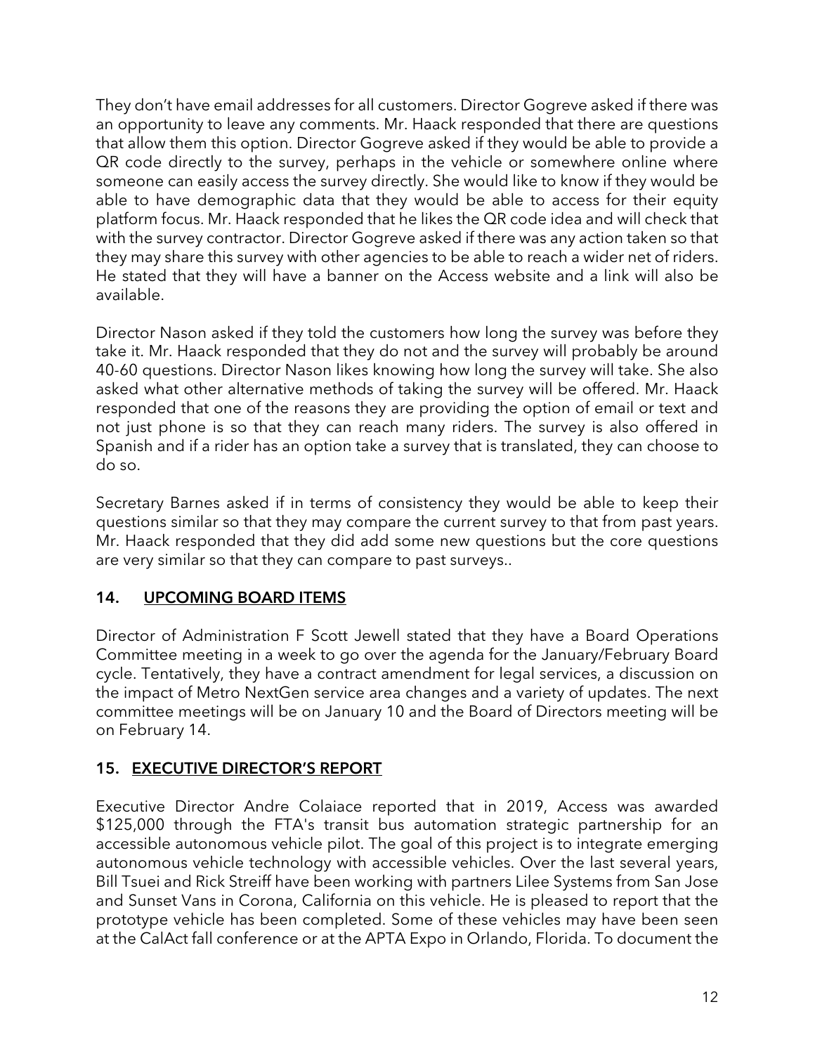They don't have email addresses for all customers. Director Gogreve asked if there was an opportunity to leave any comments. Mr. Haack responded that there are questions that allow them this option. Director Gogreve asked if they would be able to provide a QR code directly to the survey, perhaps in the vehicle or somewhere online where someone can easily access the survey directly. She would like to know if they would be able to have demographic data that they would be able to access for their equity platform focus. Mr. Haack responded that he likes the QR code idea and will check that with the survey contractor. Director Gogreve asked if there was any action taken so that they may share this survey with other agencies to be able to reach a wider net of riders. He stated that they will have a banner on the Access website and a link will also be available.

Director Nason asked if they told the customers how long the survey was before they take it. Mr. Haack responded that they do not and the survey will probably be around 40-60 questions. Director Nason likes knowing how long the survey will take. She also asked what other alternative methods of taking the survey will be offered. Mr. Haack responded that one of the reasons they are providing the option of email or text and not just phone is so that they can reach many riders. The survey is also offered in Spanish and if a rider has an option take a survey that is translated, they can choose to do so.

Secretary Barnes asked if in terms of consistency they would be able to keep their questions similar so that they may compare the current survey to that from past years. Mr. Haack responded that they did add some new questions but the core questions are very similar so that they can compare to past surveys..

## 14. UPCOMING BOARD ITEMS

Director of Administration F Scott Jewell stated that they have a Board Operations Committee meeting in a week to go over the agenda for the January/February Board cycle. Tentatively, they have a contract amendment for legal services, a discussion on the impact of Metro NextGen service area changes and a variety of updates. The next committee meetings will be on January 10 and the Board of Directors meeting will be on February 14.

## 15. EXECUTIVE DIRECTOR'S REPORT

Executive Director Andre Colaiace reported that in 2019, Access was awarded $125,000 through the FTA's transit bus automation strategic partnership for an accessible autonomous vehicle pilot. The goal of this project is to integrate emerging autonomous vehicle technology with accessible vehicles. Over the last several years, Bill Tsuei and Rick Streiff have been working with partners Lilee Systems from San Jose and Sunset Vans in Corona, California on this vehicle. He is pleased to report that the prototype vehicle has been completed. Some of these vehicles may have been seen at the CalAct fall conference or at the APTA Expo in Orlando, Florida. To document the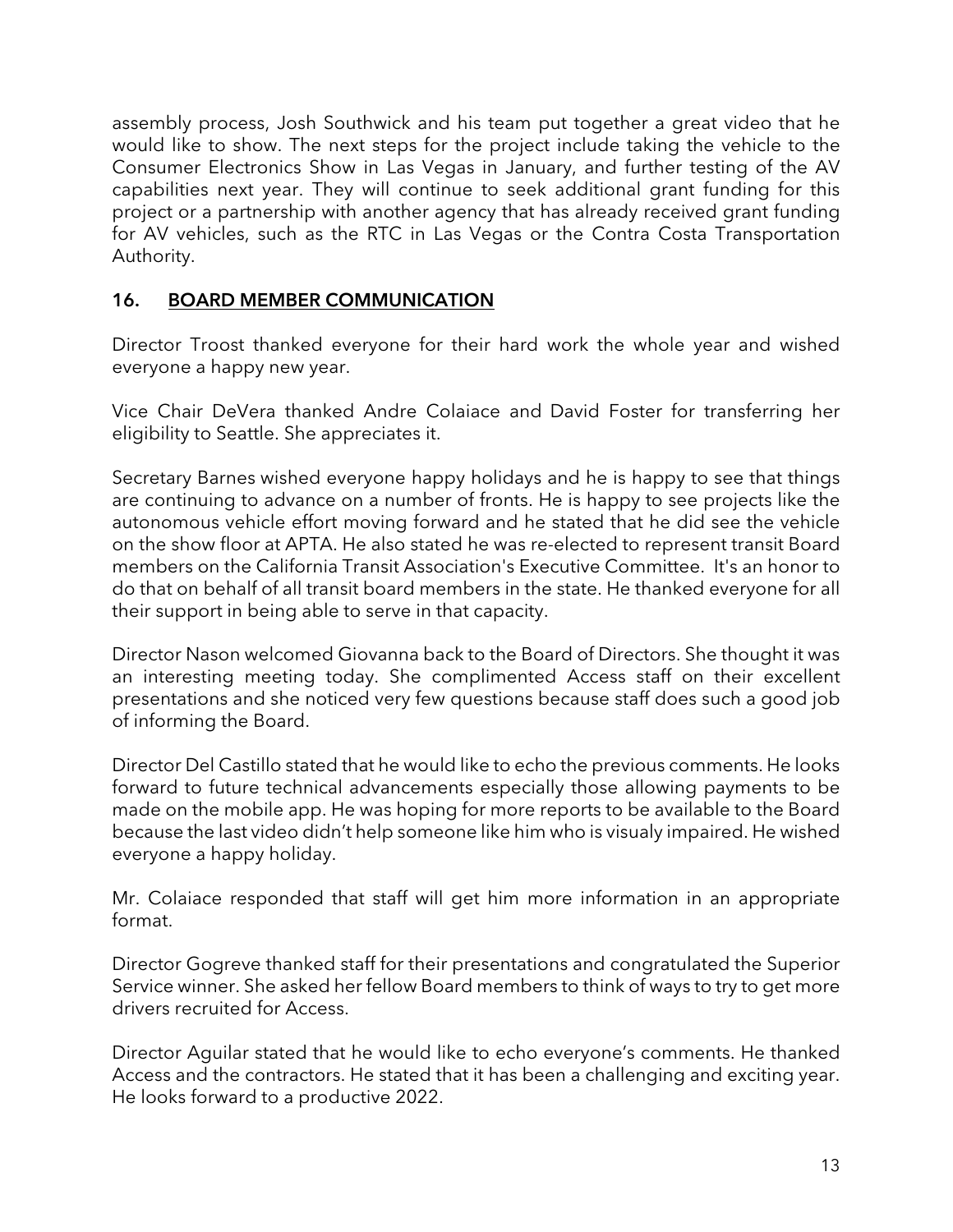assembly process, Josh Southwick and his team put together a great video that he would like to show. The next steps for the project include taking the vehicle to the Consumer Electronics Show in Las Vegas in January, and further testing of the AV capabilities next year. They will continue to seek additional grant funding for this project or a partnership with another agency that has already received grant funding for AV vehicles, such as the RTC in Las Vegas or the Contra Costa Transportation Authority.

## 16. BOARD MEMBER COMMUNICATION

Director Troost thanked everyone for their hard work the whole year and wished everyone a happy new year.

Vice Chair DeVera thanked Andre Colaiace and David Foster for transferring her eligibility to Seattle. She appreciates it.

Secretary Barnes wished everyone happy holidays and he is happy to see that things are continuing to advance on a number of fronts. He is happy to see projects like the autonomous vehicle effort moving forward and he stated that he did see the vehicle on the show floor at APTA. He also stated he was re-elected to represent transit Board members on the California Transit Association's Executive Committee. It's an honor to do that on behalf of all transit board members in the state. He thanked everyone for all their support in being able to serve in that capacity.

Director Nason welcomed Giovanna back to the Board of Directors. She thought it was an interesting meeting today. She complimented Access staff on their excellent presentations and she noticed very few questions because staff does such a good job of informing the Board.

Director Del Castillo stated that he would like to echo the previous comments. He looks forward to future technical advancements especially those allowing payments to be made on the mobile app. He was hoping for more reports to be available to the Board because the last video didn't help someone like him who is visualy impaired. He wished everyone a happy holiday.

Mr. Colaiace responded that staff will get him more information in an appropriate format.

Director Gogreve thanked staff for their presentations and congratulated the Superior Service winner. She asked her fellow Board members to think of ways to try to get more drivers recruited for Access.

Director Aguilar stated that he would like to echo everyone's comments. He thanked Access and the contractors. He stated that it has been a challenging and exciting year. He looks forward to a productive 2022.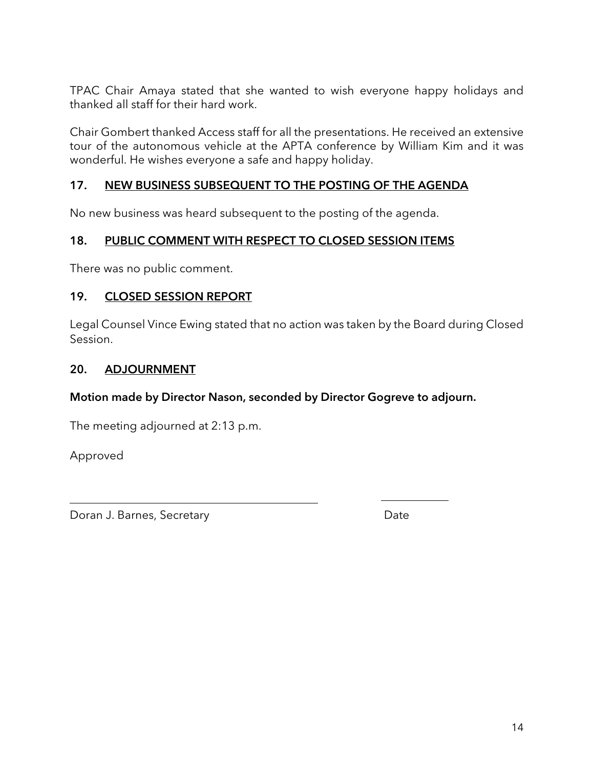TPAC Chair Amaya stated that she wanted to wish everyone happy holidays and thanked all staff for their hard work.

Chair Gombert thanked Access staff for all the presentations. He received an extensive tour of the autonomous vehicle at the APTA conference by William Kim and it was wonderful. He wishes everyone a safe and happy holiday.

## 17. NEW BUSINESS SUBSEQUENT TO THE POSTING OF THE AGENDA

No new business was heard subsequent to the posting of the agenda.

## 18. PUBLIC COMMENT WITH RESPECT TO CLOSED SESSION ITEMS

There was no public comment.

## 19. CLOSED SESSION REPORT

Legal Counsel Vince Ewing stated that no action was taken by the Board during Closed Session.

## 20. ADJOURNMENT

**Motion made by Director Nason, seconded by Director Gogreve to adjourn.**

The meeting adjourned at 2:13 p.m.

Approved

\_\_\_\_\_\_\_\_\_\_\_\_\_\_\_\_\_\_\_\_\_\_\_\_\_\_\_\_\_\_\_\_\_\_\_\_\_\_ \_\_\_\_\_\_\_\_\_\_

Doran J. Barnes, Secretary Date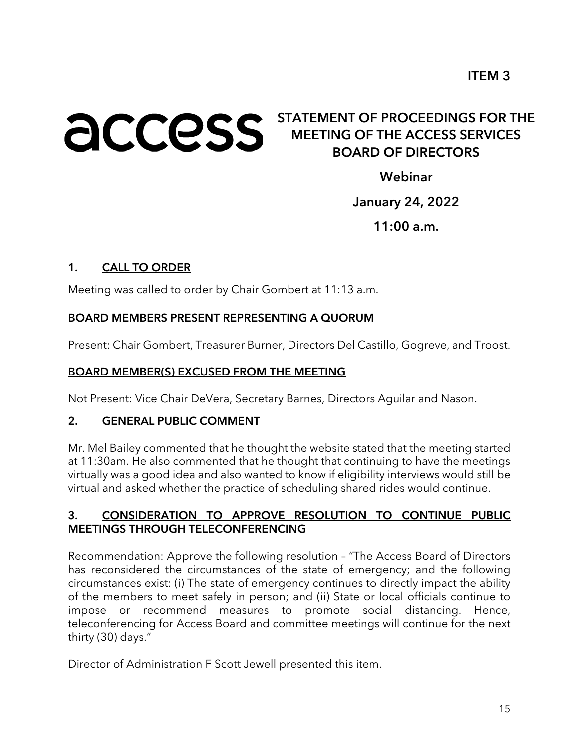ITEM 3

access

# STATEMENT OF PROCEEDINGS FOR THE MEETING OF THE ACCESS SERVICES BOARD OF DIRECTORS

**Webinar**

**January 24, 2022**

**11:00 a.m.**

## 1. CALL TO ORDER

Meeting was called to order by Chair Gombert at 11:13 a.m.

**BOARD MEMBERS PRESENT REPRESENTING A QUORUM**

Present: Chair Gombert, Treasurer Burner, Directors Del Castillo, Gogreve, and Troost.

**BOARD MEMBER(S) EXCUSED FROM THE MEETING**

Not Present: Vice Chair DeVera, Secretary Barnes, Directors Aguilar and Nason.

## 2. GENERAL PUBLIC COMMENT

Mr. Mel Bailey commented that he thought the website stated that the meeting started at 11:30am. He also commented that he thought that continuing to have the meetings virtually was a good idea and also wanted to know if eligibility interviews would still be virtual and asked whether the practice of scheduling shared rides would continue.

## 3. CONSIDERATION TO APPROVE RESOLUTION TO CONTINUE PUBLIC MEETINGS THROUGH TELECONFERENCING

Recommendation: Approve the following resolution – "The Access Board of Directors has reconsidered the circumstances of the state of emergency; and the following circumstances exist: (i) The state of emergency continues to directly impact the ability of the members to meet safely in person; and (ii) State or local officials continue to impose or recommend measures to promote social distancing. Hence, teleconferencing for Access Board and committee meetings will continue for the next thirty (30) days."

Director of Administration F Scott Jewell presented this item.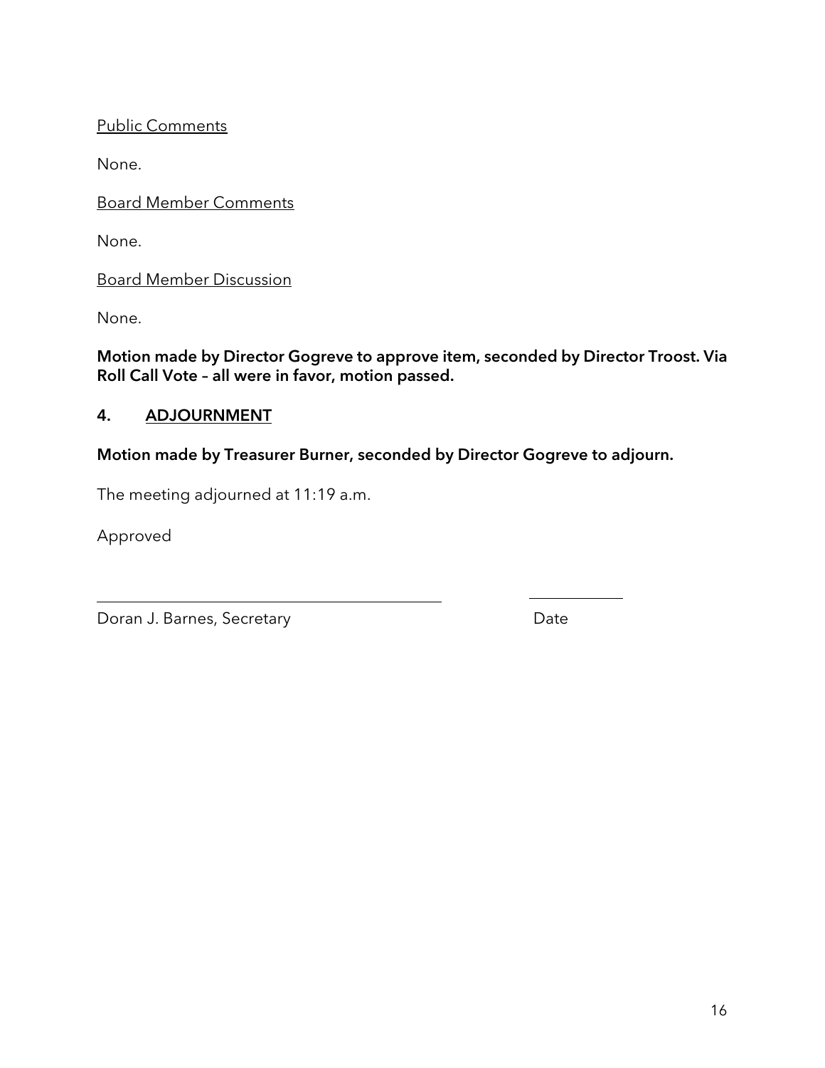Public Comments

None.

Board Member Comments

None.

Board Member Discussion

None.

**Motion made by Director Gogreve to approve item, seconded by Director Troost. Via Roll Call Vote – all were in favor, motion passed.**

## 4. ADJOURNMENT

**Motion made by Treasurer Burner, seconded by Director Gogreve to adjourn.**

The meeting adjourned at 11:19 a.m.

Approved

______________________________ ____________

Doran J. Barnes, Secretary Date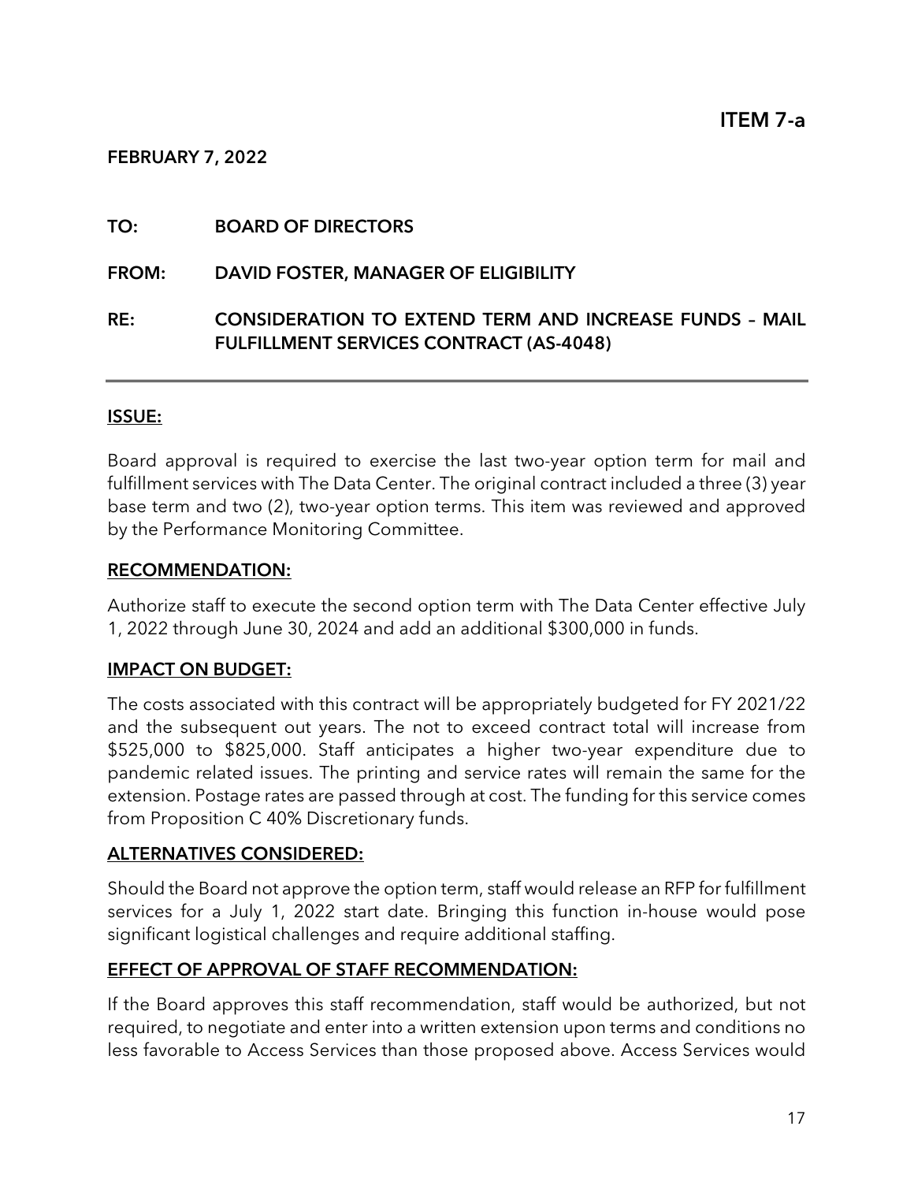**ITEM 7-a**

**FEBRUARY 7, 2022**

**TO:** BOARD OF DIRECTORS

**FROM:** DAVID FOSTER, MANAGER OF ELIGIBILITY

**RE:** CONSIDERATION TO EXTEND TERM AND INCREASE FUNDS – MAIL FULFILLMENT SERVICES CONTRACT (AS-4048)

---

## ISSUE:

Board approval is required to exercise the last two-year option term for mail and fulfillment services with The Data Center. The original contract included a three (3) year base term and two (2), two-year option terms. This item was reviewed and approved by the Performance Monitoring Committee.

## RECOMMENDATION:

Authorize staff to execute the second option term with The Data Center effective July 1, 2022 through June 30, 2024 and add an additional $300,000 in funds.

## IMPACT ON BUDGET:

The costs associated with this contract will be appropriately budgeted for FY 2021/22 and the subsequent out years. The not to exceed contract total will increase from $525,000 to $825,000. Staff anticipates a higher two-year expenditure due to pandemic related issues. The printing and service rates will remain the same for the extension. Postage rates are passed through at cost. The funding for this service comes from Proposition C 40% Discretionary funds.

## ALTERNATIVES CONSIDERED:

Should the Board not approve the option term, staff would release an RFP for fulfillment services for a July 1, 2022 start date. Bringing this function in-house would pose significant logistical challenges and require additional staffing.

## EFFECT OF APPROVAL OF STAFF RECOMMENDATION:

If the Board approves this staff recommendation, staff would be authorized, but not required, to negotiate and enter into a written extension upon terms and conditions no less favorable to Access Services than those proposed above. Access Services would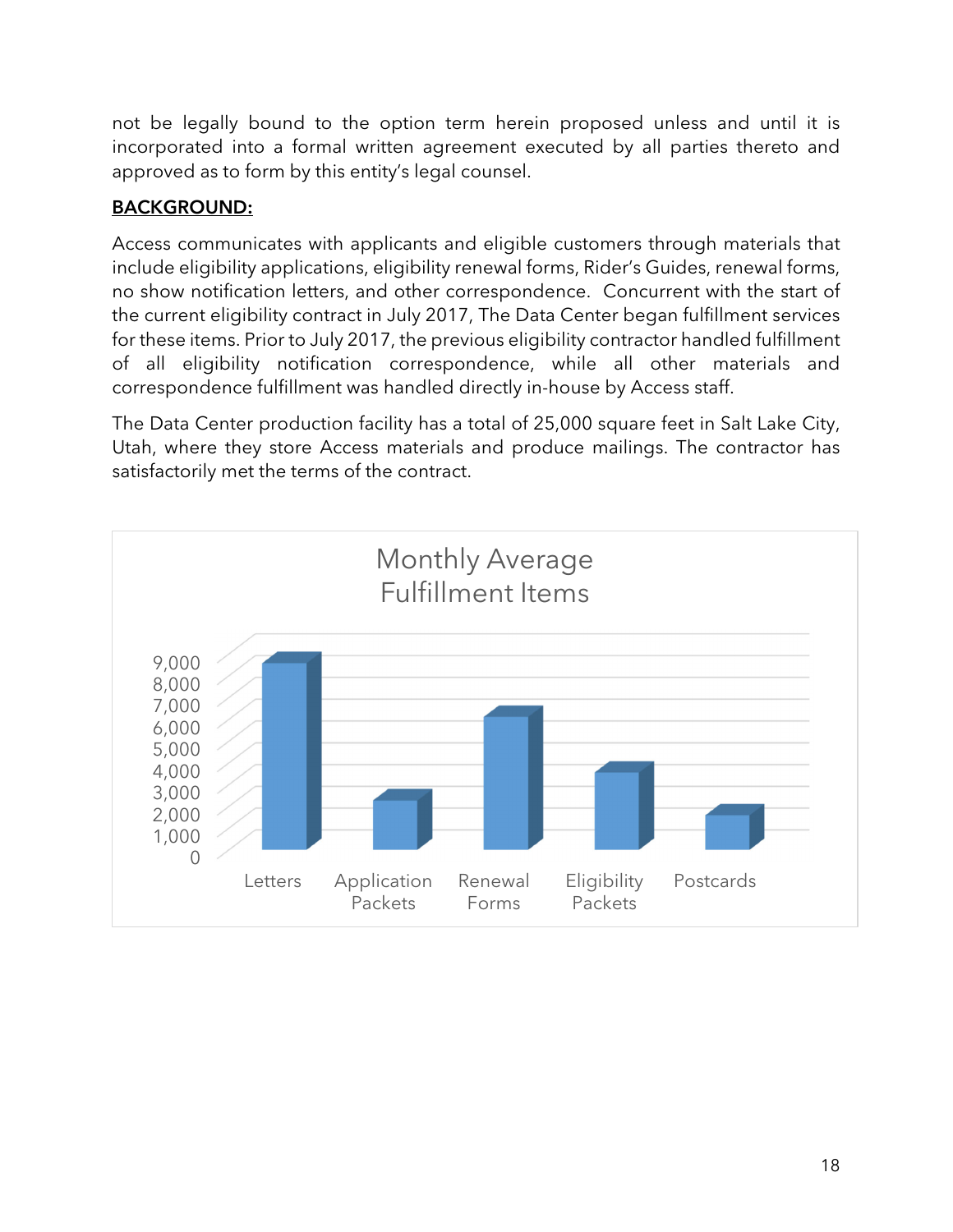not be legally bound to the option term herein proposed unless and until it is incorporated into a formal written agreement executed by all parties thereto and approved as to form by this entity's legal counsel.

**BACKGROUND:**

Access communicates with applicants and eligible customers through materials that include eligibility applications, eligibility renewal forms, Rider's Guides, renewal forms, no show notification letters, and other correspondence. Concurrent with the start of the current eligibility contract in July 2017, The Data Center began fulfillment services for these items. Prior to July 2017, the previous eligibility contractor handled fulfillment of all eligibility notification correspondence, while all other materials and correspondence fulfillment was handled directly in-house by Access staff.

The Data Center production facility has a total of 25,000 square feet in Salt Lake City, Utah, where they store Access materials and produce mailings. The contractor has satisfactorily met the terms of the contract.

Monthly Average Fulfillment Items

| Item | Monthly Average (approx.) |
|---|---|
| Letters | 8,600 |
| Application Packets | 2,300 |
| Renewal Forms | 6,100 |
| Eligibility Packets | 3,600 |
| Postcards | 1,600 |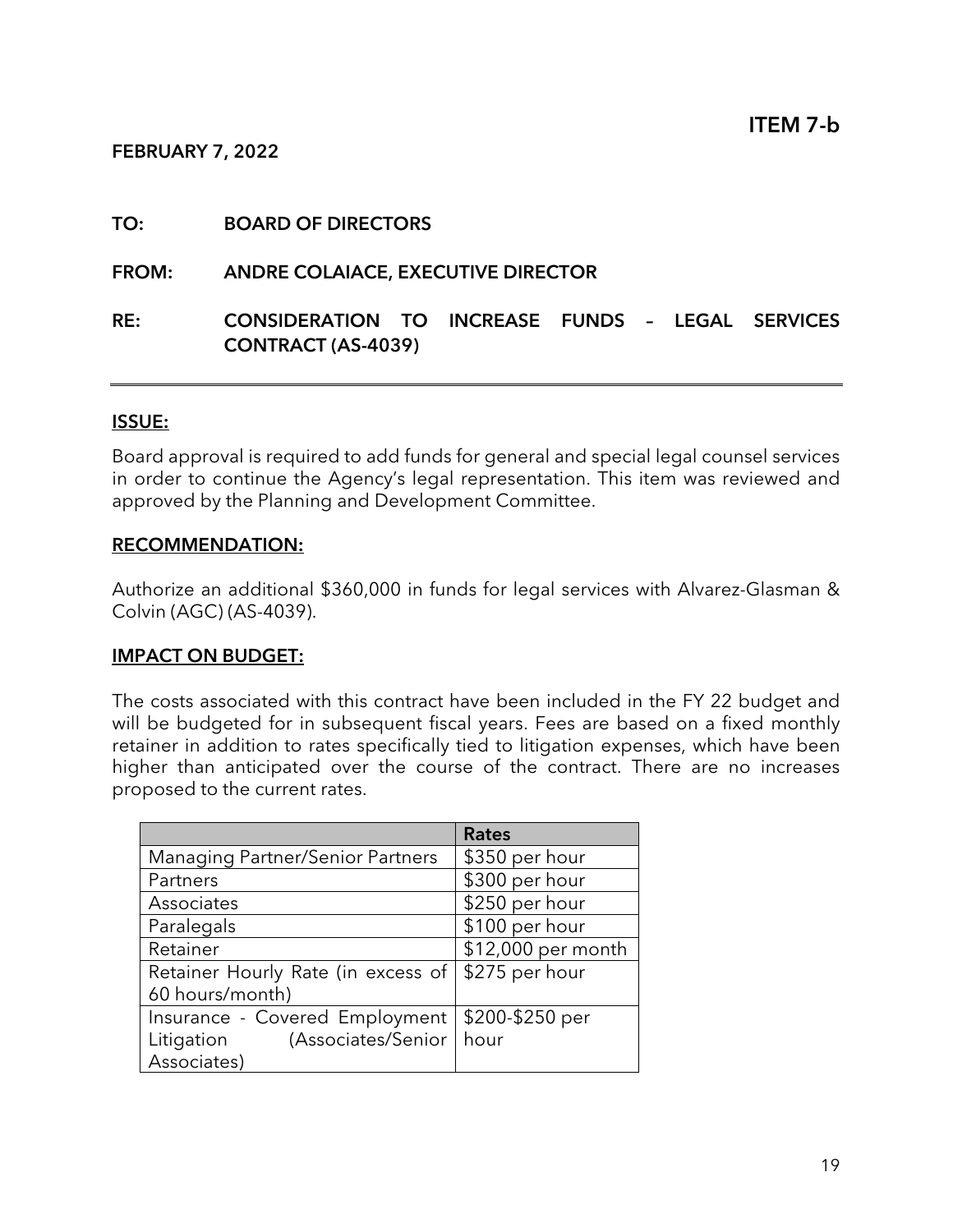**ITEM 7-b**

**FEBRUARY 7, 2022**

**TO:** **BOARD OF DIRECTORS**

**FROM:** **ANDRE COLAIACE, EXECUTIVE DIRECTOR**

**RE:** **CONSIDERATION TO INCREASE FUNDS – LEGAL SERVICES CONTRACT (AS-4039)**

---

## ISSUE:

Board approval is required to add funds for general and special legal counsel services in order to continue the Agency's legal representation. This item was reviewed and approved by the Planning and Development Committee.

## RECOMMENDATION:

Authorize an additional $360,000 in funds for legal services with Alvarez-Glasman & Colvin (AGC) (AS-4039).

## IMPACT ON BUDGET:

The costs associated with this contract have been included in the FY 22 budget and will be budgeted for in subsequent fiscal years. Fees are based on a fixed monthly retainer in addition to rates specifically tied to litigation expenses, which have been higher than anticipated over the course of the contract. There are no increases proposed to the current rates.

| | Rates |
|---|---|
| Managing Partner/Senior Partners | $350 per hour |
| Partners | $300 per hour |
| Associates | $250 per hour |
| Paralegals | $100 per hour |
| Retainer | $12,000 per month |
| Retainer Hourly Rate (in excess of 60 hours/month) | $275 per hour |
| Insurance - Covered Employment Litigation (Associates/Senior Associates) | $200-$250 per hour |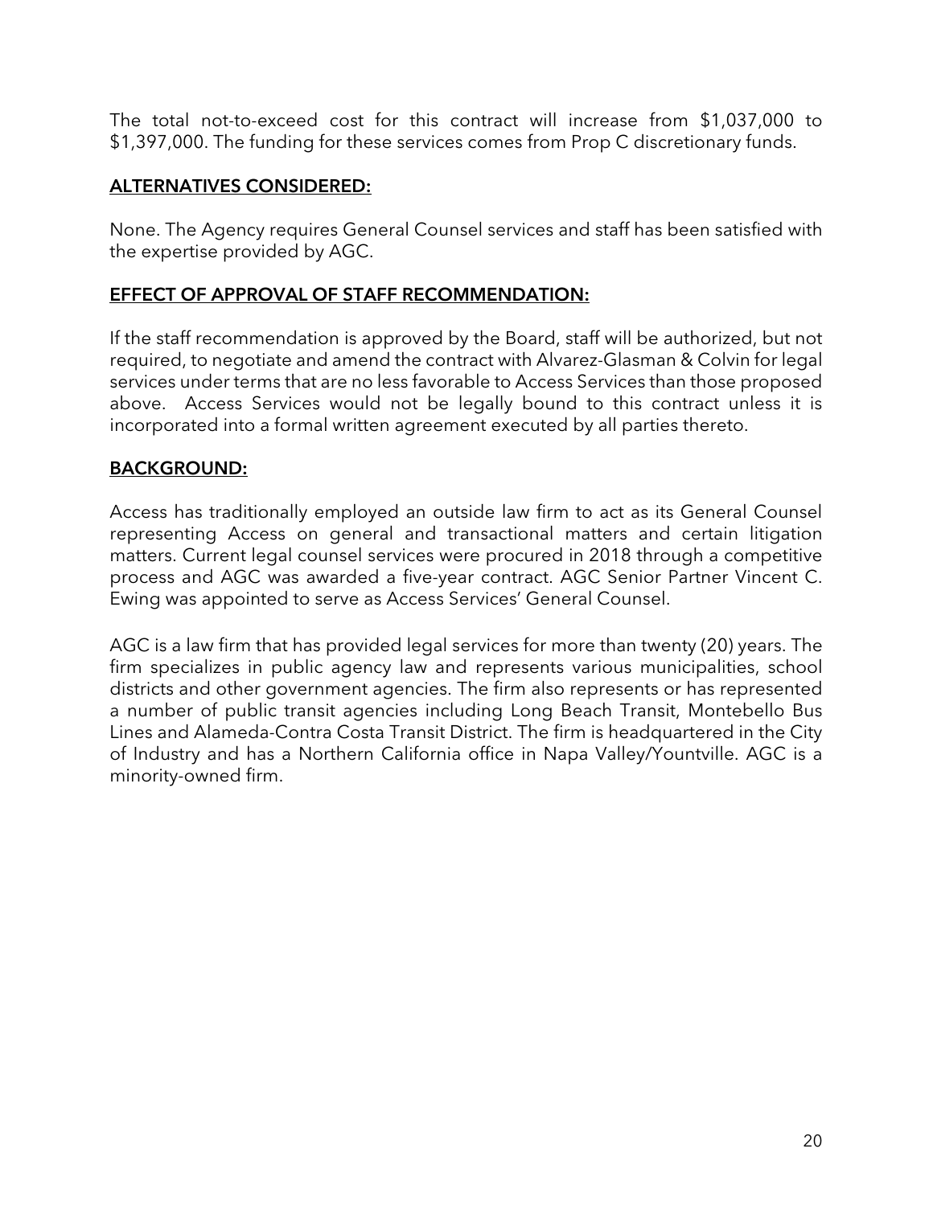The total not-to-exceed cost for this contract will increase from $1,037,000 to $1,397,000. The funding for these services comes from Prop C discretionary funds.

## ALTERNATIVES CONSIDERED:

None. The Agency requires General Counsel services and staff has been satisfied with the expertise provided by AGC.

## EFFECT OF APPROVAL OF STAFF RECOMMENDATION:

If the staff recommendation is approved by the Board, staff will be authorized, but not required, to negotiate and amend the contract with Alvarez-Glasman & Colvin for legal services under terms that are no less favorable to Access Services than those proposed above. Access Services would not be legally bound to this contract unless it is incorporated into a formal written agreement executed by all parties thereto.

## BACKGROUND:

Access has traditionally employed an outside law firm to act as its General Counsel representing Access on general and transactional matters and certain litigation matters. Current legal counsel services were procured in 2018 through a competitive process and AGC was awarded a five-year contract. AGC Senior Partner Vincent C. Ewing was appointed to serve as Access Services' General Counsel.

AGC is a law firm that has provided legal services for more than twenty (20) years. The firm specializes in public agency law and represents various municipalities, school districts and other government agencies. The firm also represents or has represented a number of public transit agencies including Long Beach Transit, Montebello Bus Lines and Alameda-Contra Costa Transit District. The firm is headquartered in the City of Industry and has a Northern California office in Napa Valley/Yountville. AGC is a minority-owned firm.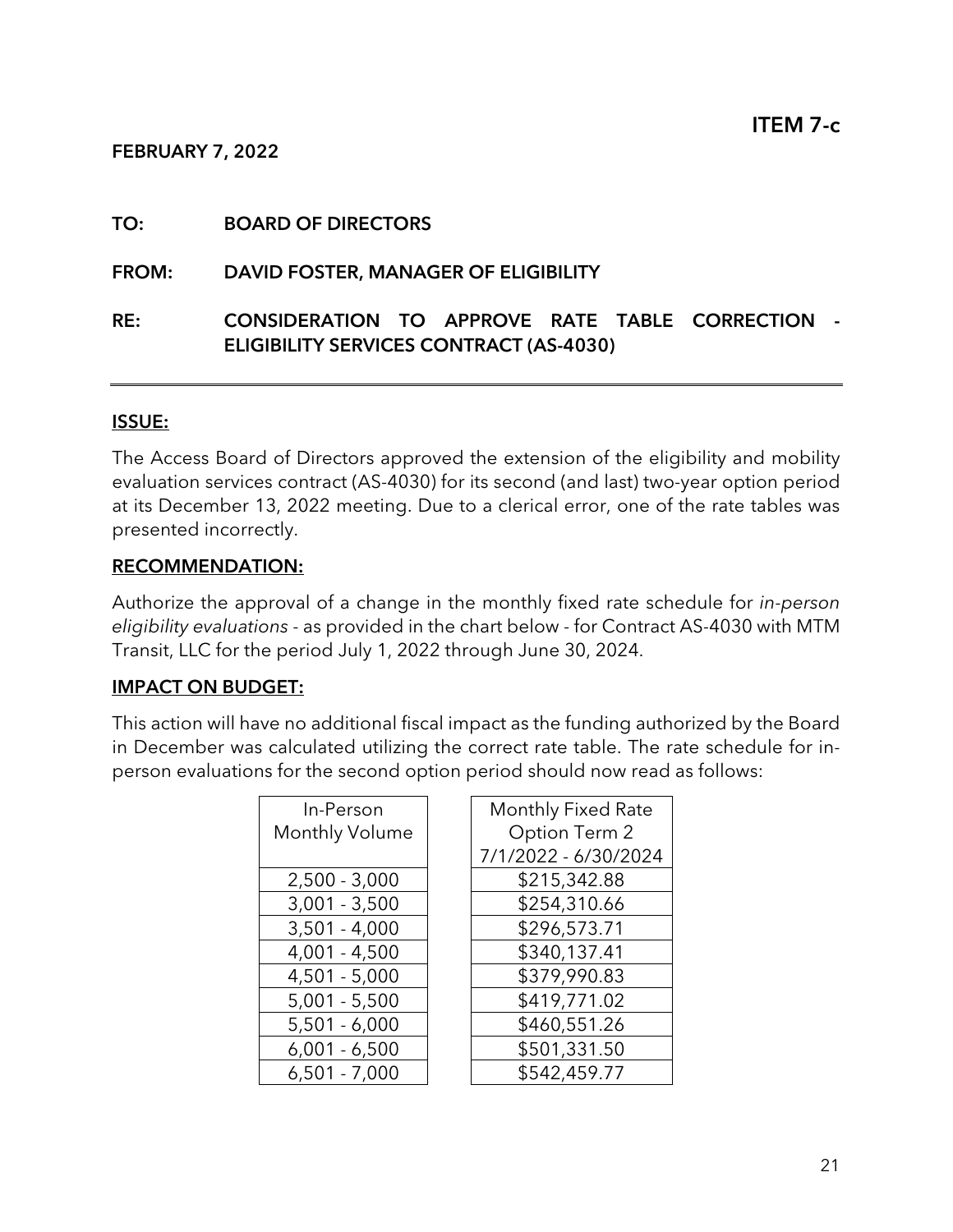**ITEM 7-c**

**FEBRUARY 7, 2022**

**TO:** **BOARD OF DIRECTORS**

**FROM:** **DAVID FOSTER, MANAGER OF ELIGIBILITY**

**RE:** **CONSIDERATION TO APPROVE RATE TABLE CORRECTION - ELIGIBILITY SERVICES CONTRACT (AS-4030)**

---

**ISSUE:**

The Access Board of Directors approved the extension of the eligibility and mobility evaluation services contract (AS-4030) for its second (and last) two-year option period at its December 13, 2022 meeting. Due to a clerical error, one of the rate tables was presented incorrectly.

**RECOMMENDATION:**

Authorize the approval of a change in the monthly fixed rate schedule for *in-person eligibility evaluations* - as provided in the chart below - for Contract AS-4030 with MTM Transit, LLC for the period July 1, 2022 through June 30, 2024.

**IMPACT ON BUDGET:**

This action will have no additional fiscal impact as the funding authorized by the Board in December was calculated utilizing the correct rate table. The rate schedule for in-person evaluations for the second option period should now read as follows:

| In-Person Monthly Volume | Monthly Fixed Rate Option Term 2 7/1/2022 - 6/30/2024 |
|---|---|
| 2,500 - 3,000 | $215,342.88 |
| 3,001 - 3,500 | $254,310.66 |
| 3,501 - 4,000 | $296,573.71 |
| 4,001 - 4,500 | $340,137.41 |
| 4,501 - 5,000 | $379,990.83 |
| 5,001 - 5,500 | $419,771.02 |
| 5,501 - 6,000 | $460,551.26 |
| 6,001 - 6,500 | $501,331.50 |
| 6,501 - 7,000 | $542,459.77 |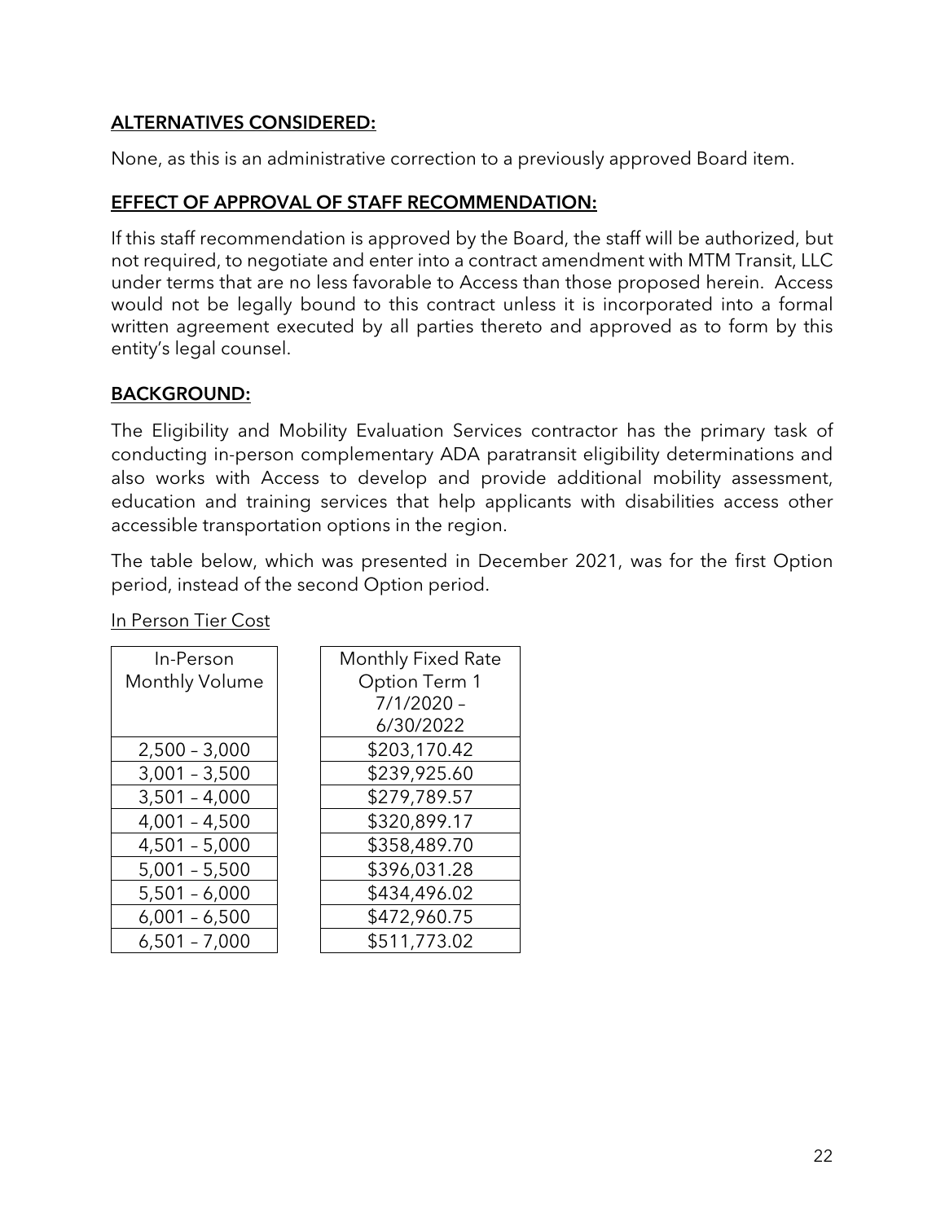## ALTERNATIVES CONSIDERED:

None, as this is an administrative correction to a previously approved Board item.

## EFFECT OF APPROVAL OF STAFF RECOMMENDATION:

If this staff recommendation is approved by the Board, the staff will be authorized, but not required, to negotiate and enter into a contract amendment with MTM Transit, LLC under terms that are no less favorable to Access than those proposed herein. Access would not be legally bound to this contract unless it is incorporated into a formal written agreement executed by all parties thereto and approved as to form by this entity's legal counsel.

## BACKGROUND:

The Eligibility and Mobility Evaluation Services contractor has the primary task of conducting in-person complementary ADA paratransit eligibility determinations and also works with Access to develop and provide additional mobility assessment, education and training services that help applicants with disabilities access other accessible transportation options in the region.

The table below, which was presented in December 2021, was for the first Option period, instead of the second Option period.

In Person Tier Cost

| In-Person Monthly Volume | Monthly Fixed Rate Option Term 1 7/1/2020 – 6/30/2022 |
|---|---|
| 2,500 – 3,000 | $203,170.42 |
| 3,001 – 3,500 | $239,925.60 |
| 3,501 – 4,000 | $279,789.57 |
| 4,001 – 4,500 | $320,899.17 |
| 4,501 – 5,000 | $358,489.70 |
| 5,001 – 5,500 | $396,031.28 |
| 5,501 – 6,000 | $434,496.02 |
| 6,001 – 6,500 | $472,960.75 |
| 6,501 – 7,000 | $511,773.02 |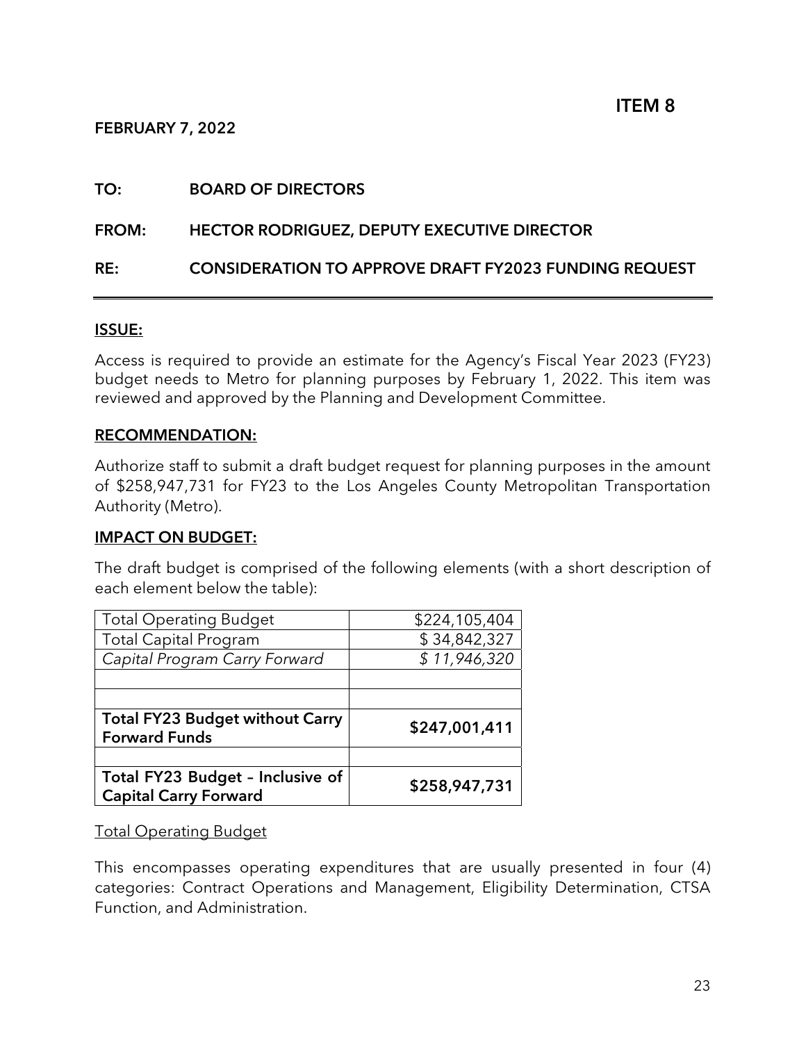**ITEM 8**

**FEBRUARY 7, 2022**

**TO:** **BOARD OF DIRECTORS**

**FROM:** **HECTOR RODRIGUEZ, DEPUTY EXECUTIVE DIRECTOR**

**RE:** **CONSIDERATION TO APPROVE DRAFT FY2023 FUNDING REQUEST**

---

**ISSUE:**

Access is required to provide an estimate for the Agency's Fiscal Year 2023 (FY23) budget needs to Metro for planning purposes by February 1, 2022. This item was reviewed and approved by the Planning and Development Committee.

**RECOMMENDATION:**

Authorize staff to submit a draft budget request for planning purposes in the amount of $258,947,731 for FY23 to the Los Angeles County Metropolitan Transportation Authority (Metro).

**IMPACT ON BUDGET:**

The draft budget is comprised of the following elements (with a short description of each element below the table):

| | |
|---|---:|
| Total Operating Budget | $224,105,404 |
| Total Capital Program | $ 34,842,327 |
| *Capital Program Carry Forward* | *$ 11,946,320* |
| | |
| | |
| **Total FY23 Budget without Carry Forward Funds** | **$247,001,411** |
| | |
| **Total FY23 Budget – Inclusive of Capital Carry Forward** | **$258,947,731** |

Total Operating Budget

This encompasses operating expenditures that are usually presented in four (4) categories: Contract Operations and Management, Eligibility Determination, CTSA Function, and Administration.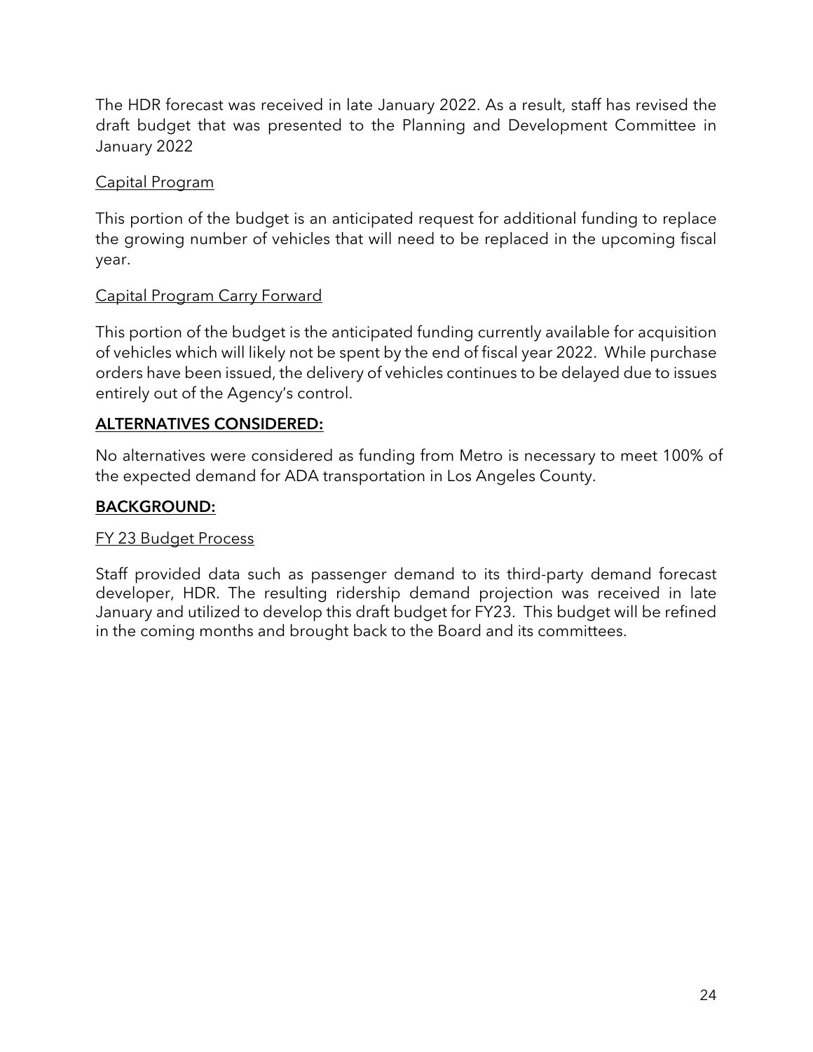The HDR forecast was received in late January 2022. As a result, staff has revised the draft budget that was presented to the Planning and Development Committee in January 2022

Capital Program

This portion of the budget is an anticipated request for additional funding to replace the growing number of vehicles that will need to be replaced in the upcoming fiscal year.

Capital Program Carry Forward

This portion of the budget is the anticipated funding currently available for acquisition of vehicles which will likely not be spent by the end of fiscal year 2022. While purchase orders have been issued, the delivery of vehicles continues to be delayed due to issues entirely out of the Agency's control.

## **ALTERNATIVES CONSIDERED:**

No alternatives were considered as funding from Metro is necessary to meet 100% of the expected demand for ADA transportation in Los Angeles County.

## **BACKGROUND:**

FY 23 Budget Process

Staff provided data such as passenger demand to its third-party demand forecast developer, HDR. The resulting ridership demand projection was received in late January and utilized to develop this draft budget for FY23. This budget will be refined in the coming months and brought back to the Board and its committees.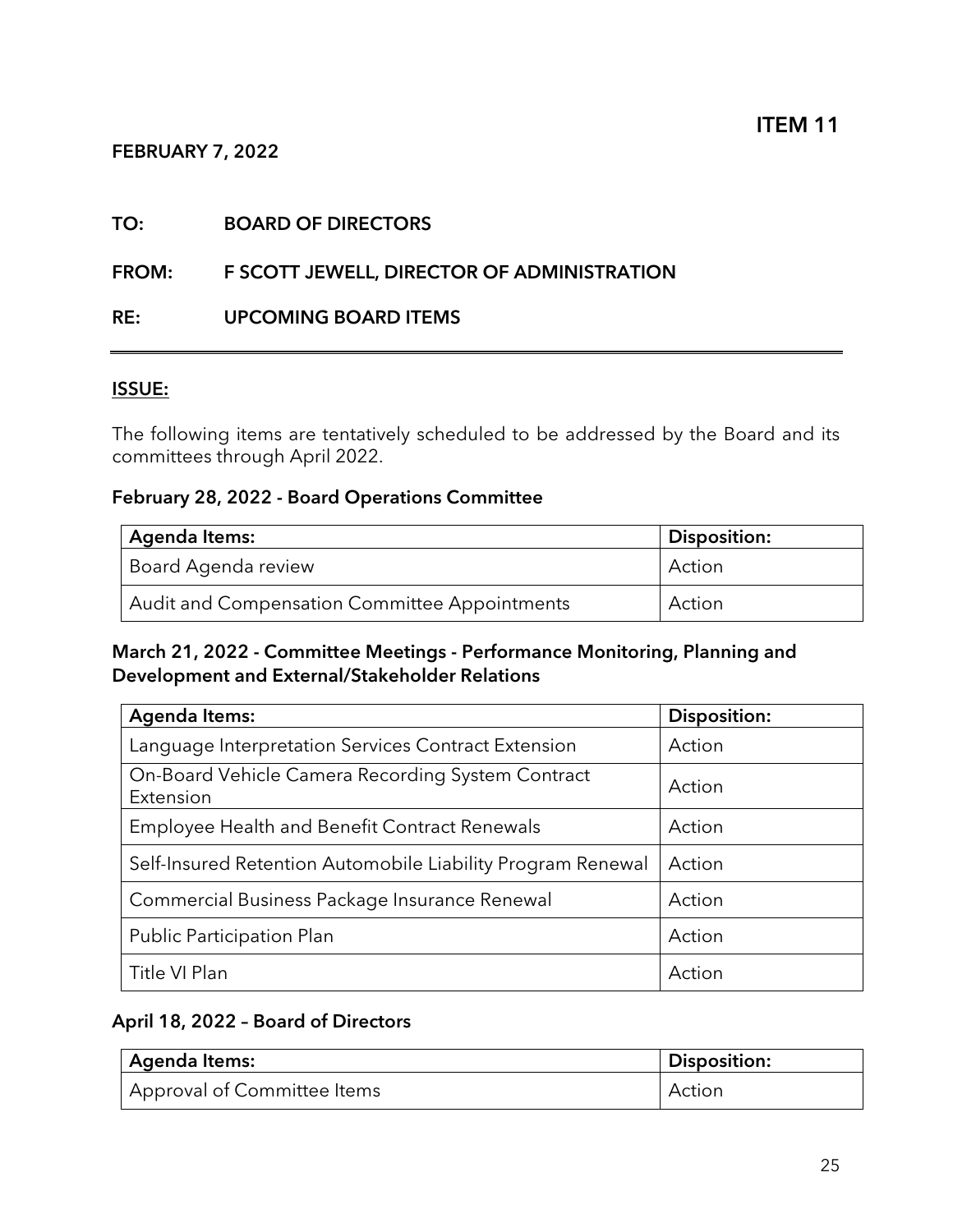**ITEM 11**

**FEBRUARY 7, 2022**

**TO:** BOARD OF DIRECTORS

**FROM:** F SCOTT JEWELL, DIRECTOR OF ADMINISTRATION

**RE:** UPCOMING BOARD ITEMS

---

**ISSUE:**

The following items are tentatively scheduled to be addressed by the Board and its committees through April 2022.

**February 28, 2022 - Board Operations Committee**

| **Agenda Items:** | **Disposition:** |
|---|---|
| Board Agenda review | Action |
| Audit and Compensation Committee Appointments | Action |

**March 21, 2022 - Committee Meetings - Performance Monitoring, Planning and Development and External/Stakeholder Relations**

| **Agenda Items:** | **Disposition:** |
|---|---|
| Language Interpretation Services Contract Extension | Action |
| On-Board Vehicle Camera Recording System Contract Extension | Action |
| Employee Health and Benefit Contract Renewals | Action |
| Self-Insured Retention Automobile Liability Program Renewal | Action |
| Commercial Business Package Insurance Renewal | Action |
| Public Participation Plan | Action |
| Title VI Plan | Action |

**April 18, 2022 – Board of Directors**

| **Agenda Items:** | **Disposition:** |
|---|---|
| Approval of Committee Items | Action |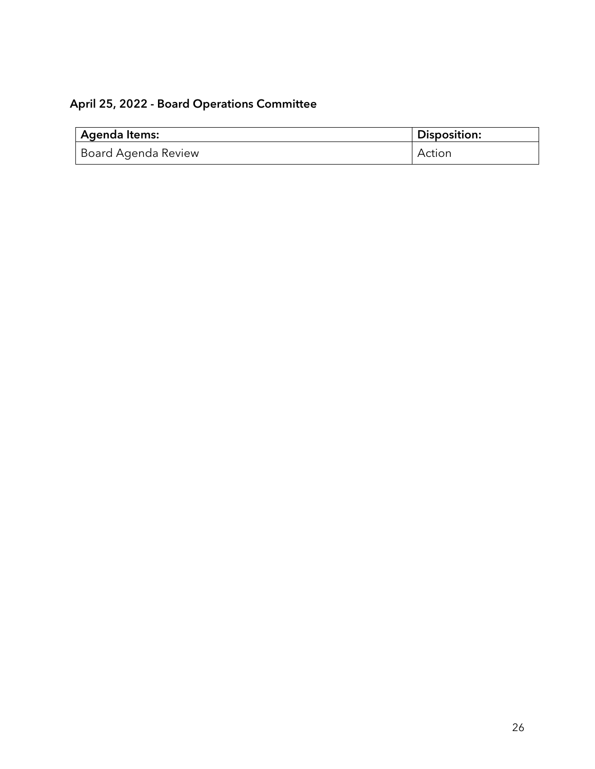### April 25, 2022 - Board Operations Committee

| Agenda Items: | Disposition: |
| --- | --- |
| Board Agenda Review | Action |